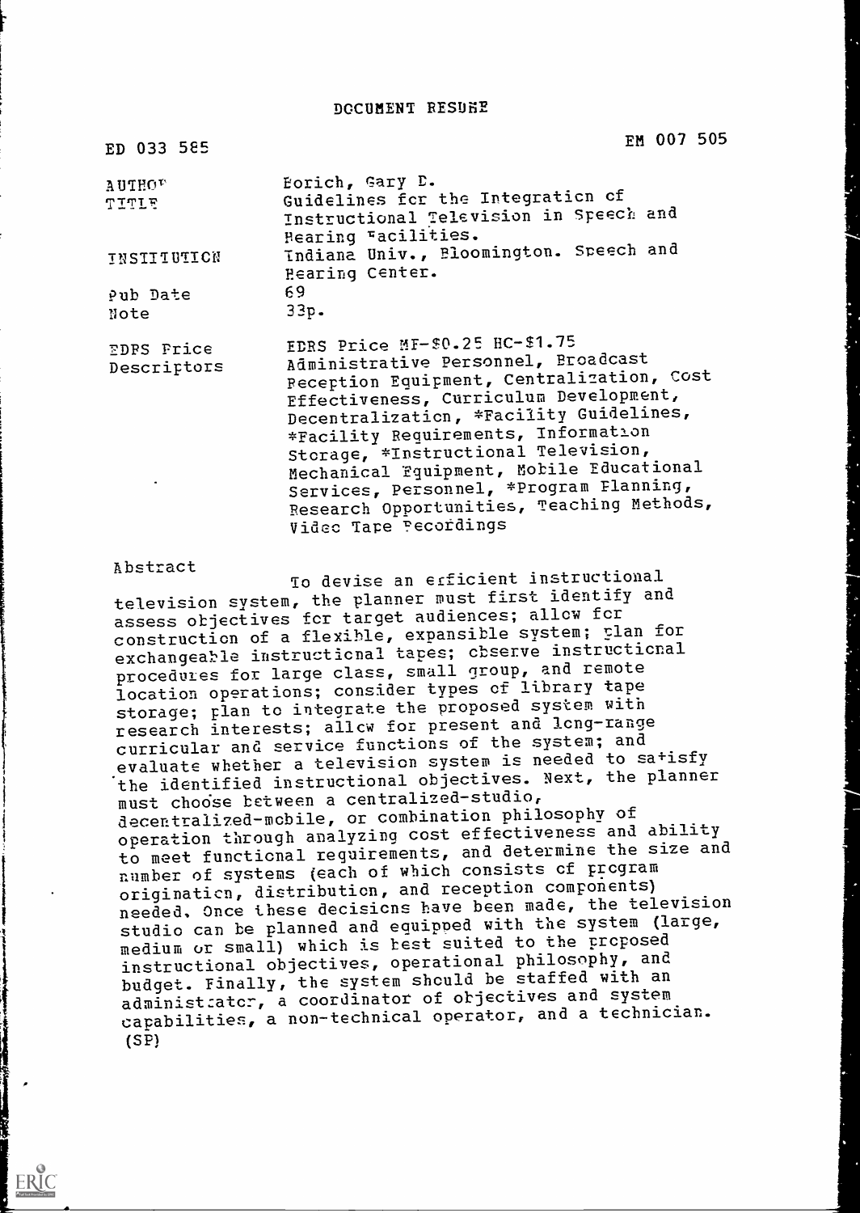# DOCUMENT RESUME

ED 033 585 EM 007 505

| | |
|---|---|
| AUTHOR | Borich, Gary D. |
| TITLE | Guidelines for the Integration of Instructional Television in Speech and Hearing Facilities. |
| INSTITUTION | Indiana Univ., Bloomington. Speech and Hearing Center. |
| Pub Date | 69 |
| Note | 33p. |
| EDRS Price | EDRS Price MF-$0.25 HC-$1.75 |
| Descriptors | Administrative Personnel, Broadcast Reception Equipment, Centralization, Cost Effectiveness, Curriculum Development, Decentralization, *Facility Guidelines, *Facility Requirements, Information Storage, *Instructional Television, Mechanical Equipment, Mobile Educational Services, Personnel, *Program Planning, Research Opportunities, Teaching Methods, Video Tape Recordings |

Abstract

To devise an efficient instructional television system, the planner must first identify and assess objectives for target audiences; allow for construction of a flexible, expansible system; plan for exchangeable instructional tapes; observe instructional procedures for large class, small group, and remote location operations; consider types of library tape storage; plan to integrate the proposed system with research interests; allow for present and long-range curricular and service functions of the system; and evaluate whether a television system is needed to satisfy the identified instructional objectives. Next, the planner must choose between a centralized-studio, decentralized-mobile, or combination philosophy of operation through analyzing cost effectiveness and ability to meet functional requirements, and determine the size and number of systems (each of which consists of program origination, distribution, and reception components) needed. Once these decisions have been made, the television studio can be planned and equipped with the system (large, medium or small) which is best suited to the proposed instructional objectives, operational philosophy, and budget. Finally, the system should be staffed with an administrator, a coordinator of objectives and system capabilities, a non-technical operator, and a technician. (SP)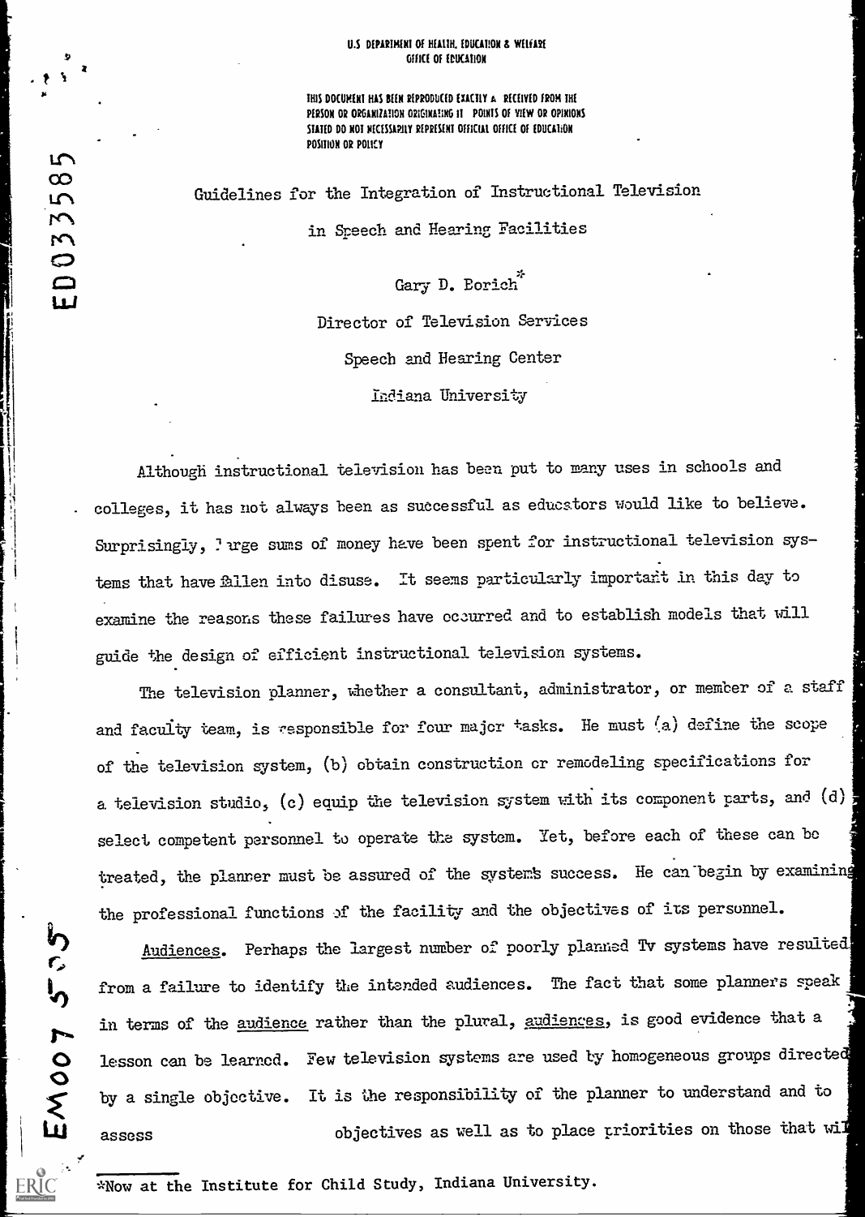U.S DEPARTMENT OF HEALTH, EDUCATION & WELFARE
OFFICE OF EDUCATION

THIS DOCUMENT HAS BEEN REPRODUCED EXACTLY AS RECEIVED FROM THE PERSON OR ORGANIZATION ORIGINATING IT. POINTS OF VIEW OR OPINIONS STATED DO NOT NECESSARILY REPRESENT OFFICIAL OFFICE OF EDUCATION POSITION OR POLICY

ED033585

# Guidelines for the Integration of Instructional Television in Speech and Hearing Facilities

Gary D. Borich*

Director of Television Services

Speech and Hearing Center

Indiana University

Although instructional television has been put to many uses in schools and colleges, it has not always been as successful as educators would like to believe. Surprisingly, large sums of money have been spent for instructional television systems that have fallen into disuse. It seems particularly important in this day to examine the reasons these failures have occurred and to establish models that will guide the design of efficient instructional television systems.

The television planner, whether a consultant, administrator, or member of a staff and faculty team, is responsible for four major tasks. He must (a) define the scope of the television system, (b) obtain construction or remodeling specifications for a television studio, (c) equip the television system with its component parts, and (d) select competent personnel to operate the system. Yet, before each of these can be treated, the planner must be assured of the system's success. He can begin by examining the professional functions of the facility and the objectives of its personnel.

<u>Audiences</u>. Perhaps the largest number of poorly planned Tv systems have resulted from a failure to identify the intended audiences. The fact that some planners speak in terms of the <u>audience</u> rather than the plural, <u>audiences</u>, is good evidence that a lesson can be learned. Few television systems are used by homogeneous groups directed by a single objective. It is the responsibility of the planner to understand and to assess objectives as well as to place priorities on those that wil

EM007 555

*Now at the Institute for Child Study, Indiana University.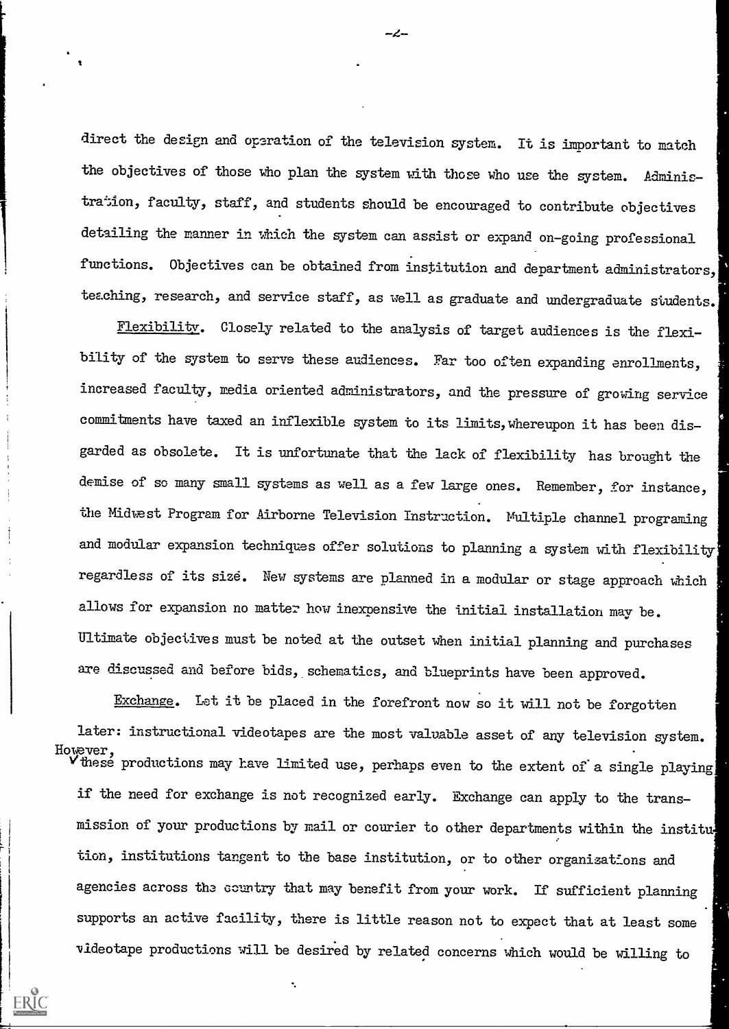direct the design and operation of the television system. It is important to match the objectives of those who plan the system with those who use the system. Administration, faculty, staff, and students should be encouraged to contribute objectives detailing the manner in which the system can assist or expand on-going professional functions. Objectives can be obtained from institution and department administrators, teaching, research, and service staff, as well as graduate and undergraduate students.

Flexibility. Closely related to the analysis of target audiences is the flexibility of the system to serve these audiences. Far too often expanding enrollments, increased faculty, media oriented administrators, and the pressure of growing service commitments have taxed an inflexible system to its limits, whereupon it has been disgarded as obsolete. It is unfortunate that the lack of flexibility has brought the demise of so many small systems as well as a few large ones. Remember, for instance, the Midwest Program for Airborne Television Instruction. Multiple channel programing and modular expansion techniques offer solutions to planning a system with flexibility regardless of its size. New systems are planned in a modular or stage approach which allows for expansion no matter how inexpensive the initial installation may be. Ultimate objectives must be noted at the outset when initial planning and purchases are discussed and before bids, schematics, and blueprints have been approved.

Exchange. Let it be placed in the forefront now so it will not be forgotten later: instructional videotapes are the most valuable asset of any television system. However, these productions may have limited use, perhaps even to the extent of a single playing if the need for exchange is not recognized early. Exchange can apply to the transmission of your productions by mail or courier to other departments within the institution, institutions tangent to the base institution, or to other organizations and agencies across the country that may benefit from your work. If sufficient planning supports an active facility, there is little reason not to expect that at least some videotape productions will be desired by related concerns which would be willing to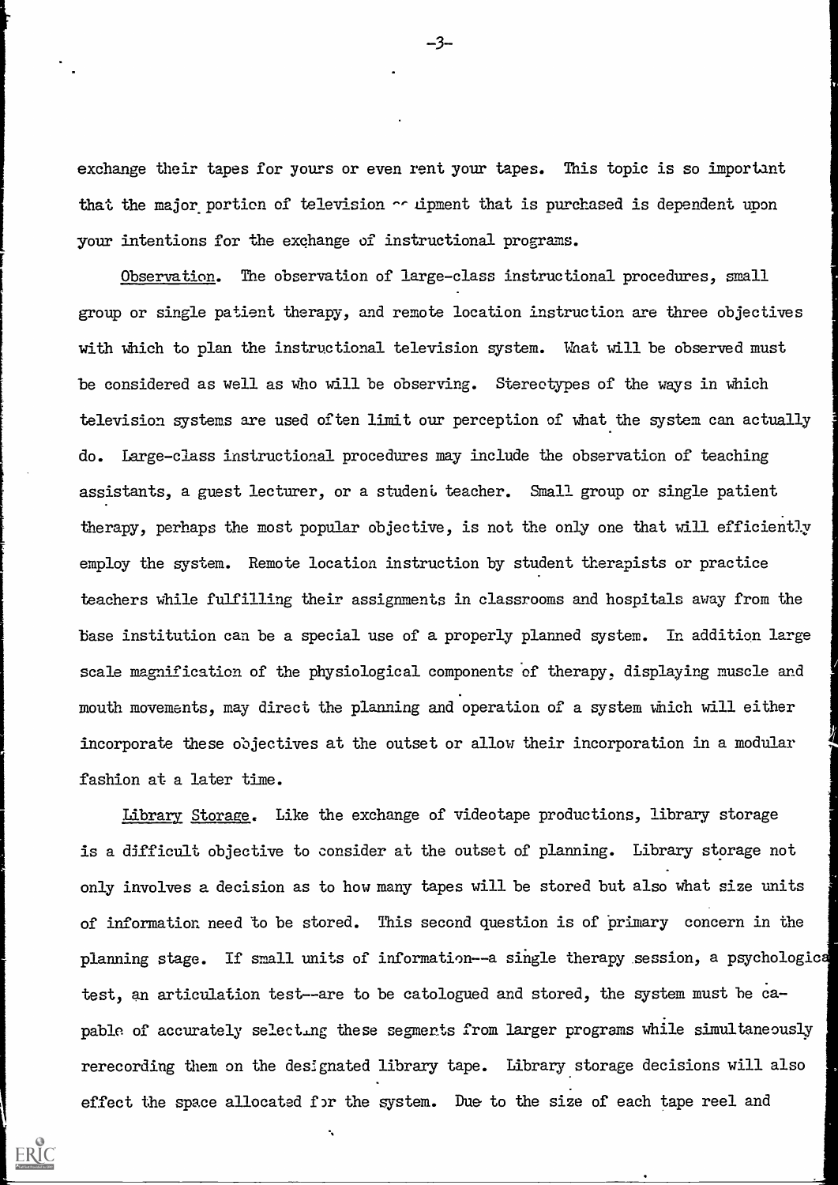exchange their tapes for yours or even rent your tapes. This topic is so important that the major portion of television equipment that is purchased is dependent upon your intentions for the exchange of instructional programs.

Observation. The observation of large-class instructional procedures, small group or single patient therapy, and remote location instruction are three objectives with which to plan the instructional television system. What will be observed must be considered as well as who will be observing. Stereotypes of the ways in which television systems are used often limit our perception of what the system can actually do. Large-class instructional procedures may include the observation of teaching assistants, a guest lecturer, or a student teacher. Small group or single patient therapy, perhaps the most popular objective, is not the only one that will efficiently employ the system. Remote location instruction by student therapists or practice teachers while fulfilling their assignments in classrooms and hospitals away from the base institution can be a special use of a properly planned system. In addition large scale magnification of the physiological components of therapy, displaying muscle and mouth movements, may direct the planning and operation of a system which will either incorporate these objectives at the outset or allow their incorporation in a modular fashion at a later time.

Library Storage. Like the exchange of videotape productions, library storage is a difficult objective to consider at the outset of planning. Library storage not only involves a decision as to how many tapes will be stored but also what size units of information need to be stored. This second question is of primary concern in the planning stage. If small units of information--a single therapy session, a psychological test, an articulation test--are to be catologued and stored, the system must be capable of accurately selecting these segments from larger programs while simultaneously rerecording them on the designated library tape. Library storage decisions will also effect the space allocated for the system. Due to the size of each tape reel and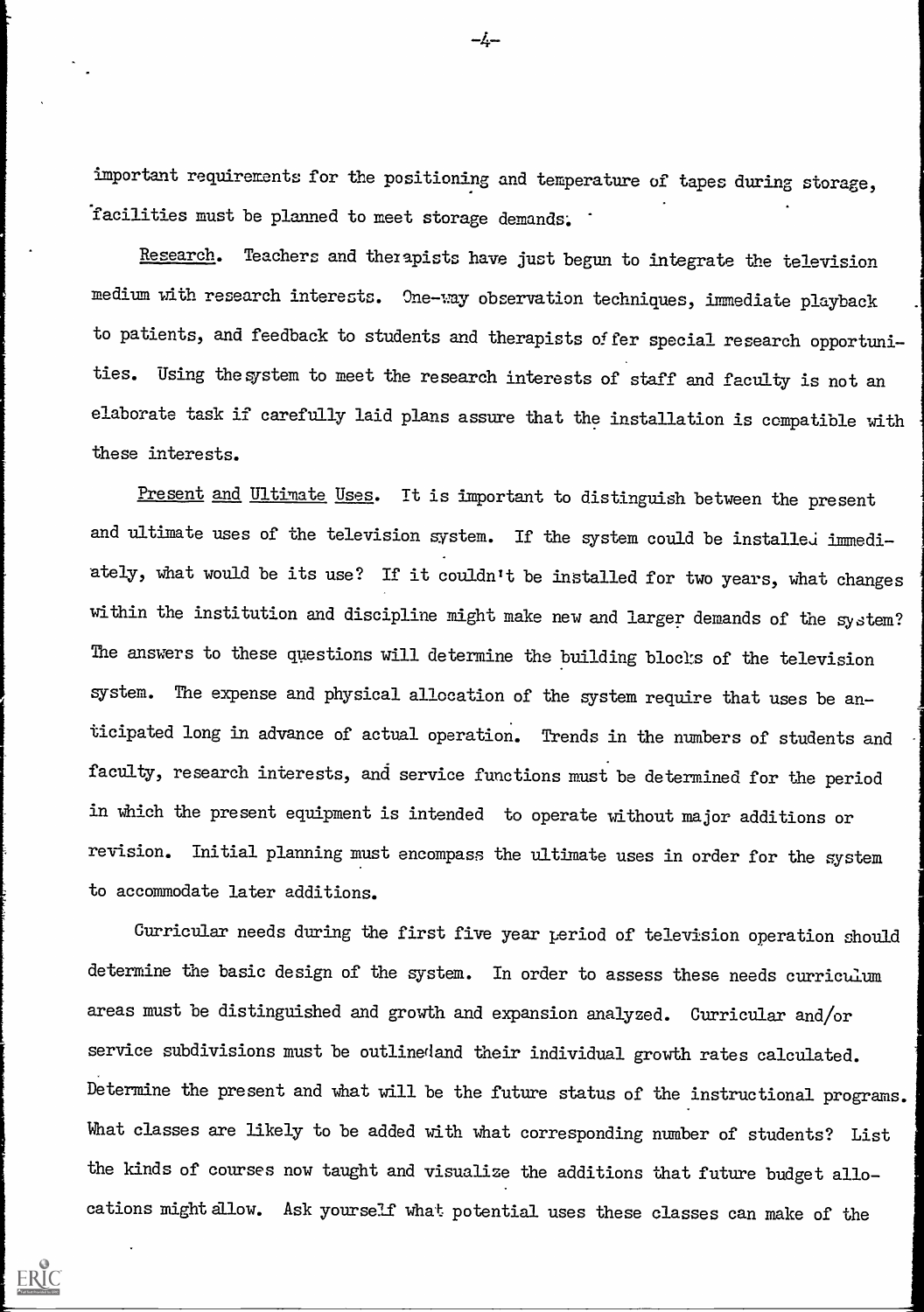important requirements for the positioning and temperature of tapes during storage, facilities must be planned to meet storage demands.

Research. Teachers and therapists have just begun to integrate the television medium with research interests. One-way observation techniques, immediate playback to patients, and feedback to students and therapists offer special research opportunities. Using the system to meet the research interests of staff and faculty is not an elaborate task if carefully laid plans assure that the installation is compatible with these interests.

Present and Ultimate Uses. It is important to distinguish between the present and ultimate uses of the television system. If the system could be installed immediately, what would be its use? If it couldn't be installed for two years, what changes within the institution and discipline might make new and larger demands of the system? The answers to these questions will determine the building blocks of the television system. The expense and physical allocation of the system require that uses be anticipated long in advance of actual operation. Trends in the numbers of students and faculty, research interests, and service functions must be determined for the period in which the present equipment is intended to operate without major additions or revision. Initial planning must encompass the ultimate uses in order for the system to accommodate later additions.

Curricular needs during the first five year period of television operation should determine the basic design of the system. In order to assess these needs curriculum areas must be distinguished and growth and expansion analyzed. Curricular and/or service subdivisions must be outlined and their individual growth rates calculated. Determine the present and what will be the future status of the instructional programs. What classes are likely to be added with what corresponding number of students? List the kinds of courses now taught and visualize the additions that future budget allocations might allow. Ask yourself what potential uses these classes can make of the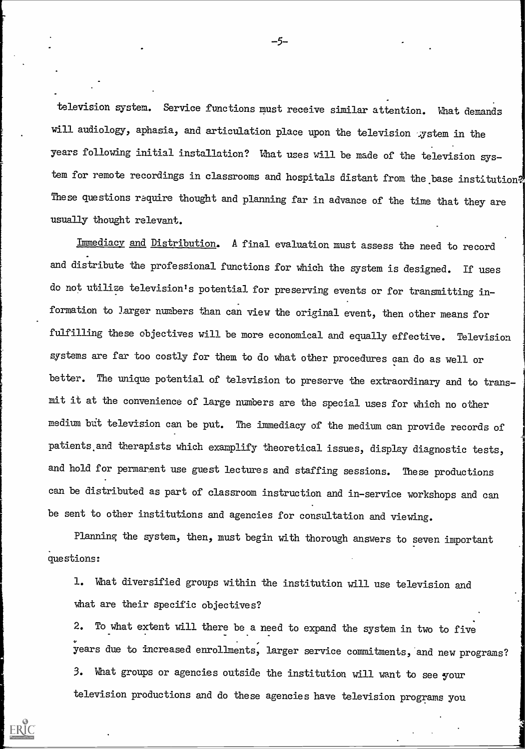television system. Service functions must receive similar attention. What demands will audiology, aphasia, and articulation place upon the television system in the years following initial installation? What uses will be made of the television system for remote recordings in classrooms and hospitals distant from the base institution? These questions require thought and planning far in advance of the time that they are usually thought relevant.

Immediacy and Distribution. A final evaluation must assess the need to record and distribute the professional functions for which the system is designed. If uses do not utilize television's potential for preserving events or for transmitting information to larger numbers than can view the original event, then other means for fulfilling these objectives will be more economical and equally effective. Television systems are far too costly for them to do what other procedures can do as well or better. The unique potential of television to preserve the extraordinary and to transmit it at the convenience of large numbers are the special uses for which no other medium but television can be put. The immediacy of the medium can provide records of patients and therapists which examplify theoretical issues, display diagnostic tests, and hold for permanent use guest lectures and staffing sessions. These productions can be distributed as part of classroom instruction and in-service workshops and can be sent to other institutions and agencies for consultation and viewing.

Planning the system, then, must begin with thorough answers to seven important questions:

1. What diversified groups within the institution will use television and what are their specific objectives?
2. To what extent will there be a need to expand the system in two to five years due to increased enrollments, larger service commitments, and new programs?
3. What groups or agencies outside the institution will want to see your television productions and do these agencies have television programs you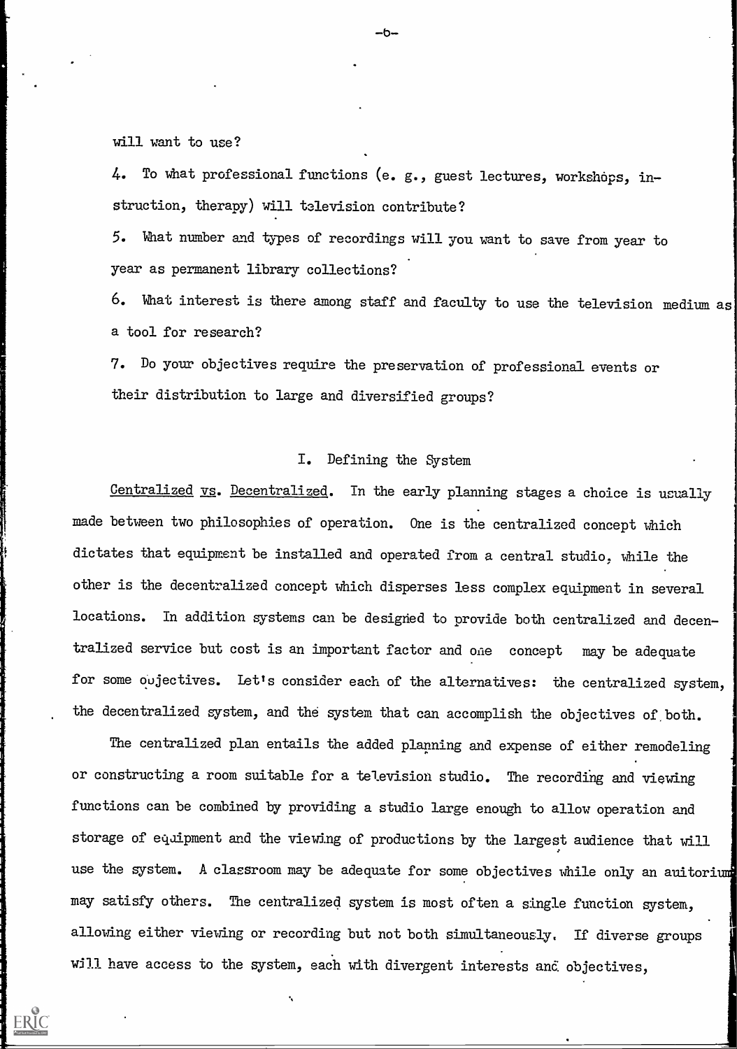will want to use?

4. To what professional functions (e. g., guest lectures, workshops, instruction, therapy) will television contribute?

5. What number and types of recordings will you want to save from year to year as permanent library collections?

6. What interest is there among staff and faculty to use the television medium as a tool for research?

7. Do your objectives require the preservation of professional events or their distribution to large and diversified groups?

## I. Defining the System

Centralized vs. Decentralized. In the early planning stages a choice is usually made between two philosophies of operation. One is the centralized concept which dictates that equipment be installed and operated from a central studio, while the other is the decentralized concept which disperses less complex equipment in several locations. In addition systems can be designed to provide both centralized and decentralized service but cost is an important factor and one concept may be adequate for some objectives. Let's consider each of the alternatives: the centralized system, the decentralized system, and the system that can accomplish the objectives of both.

The centralized plan entails the added planning and expense of either remodeling or constructing a room suitable for a television studio. The recording and viewing functions can be combined by providing a studio large enough to allow operation and storage of equipment and the viewing of productions by the largest audience that will use the system. A classroom may be adequate for some objectives while only an auitorium may satisfy others. The centralized system is most often a single function system, allowing either viewing or recording but not both simultaneously. If diverse groups will have access to the system, each with divergent interests and objectives,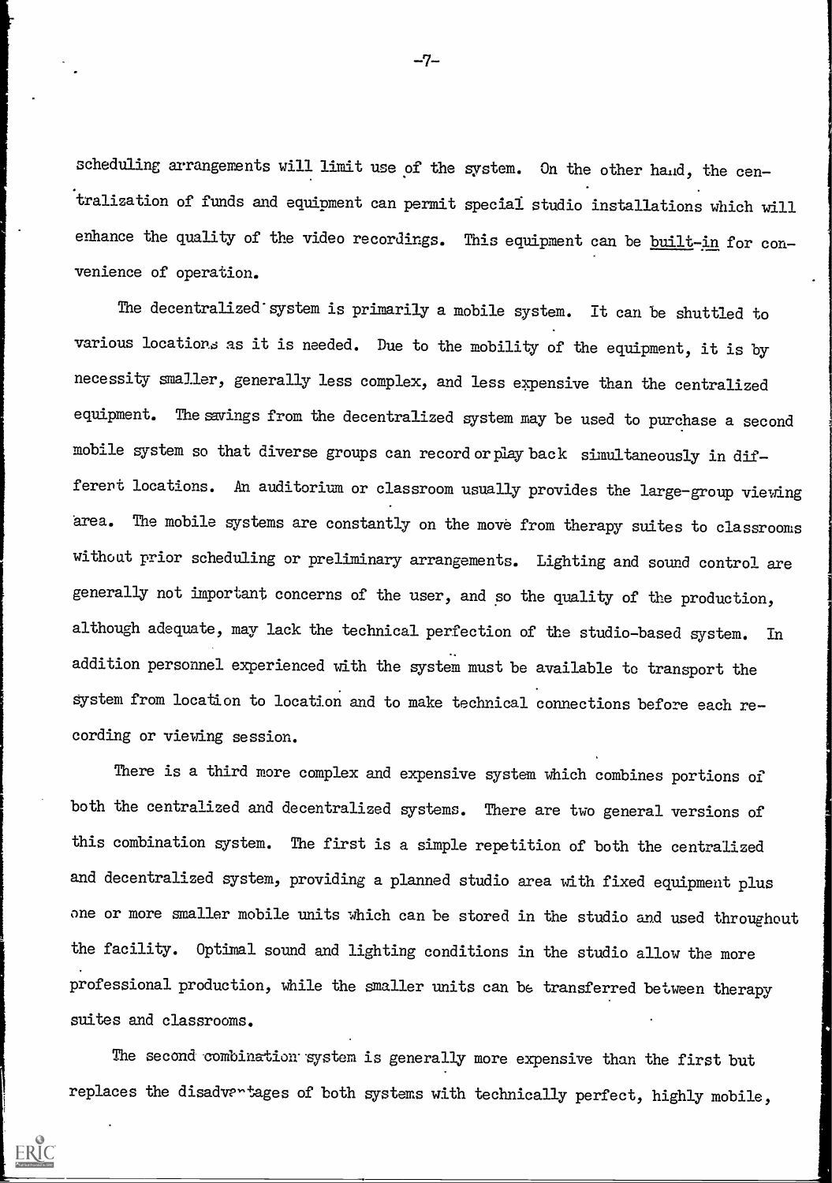scheduling arrangements will limit use of the system. On the other hand, the centralization of funds and equipment can permit special studio installations which will enhance the quality of the video recordings. This equipment can be built-in for convenience of operation.

The decentralized system is primarily a mobile system. It can be shuttled to various locations as it is needed. Due to the mobility of the equipment, it is by necessity smaller, generally less complex, and less expensive than the centralized equipment. The savings from the decentralized system may be used to purchase a second mobile system so that diverse groups can record or play back simultaneously in different locations. An auditorium or classroom usually provides the large-group viewing area. The mobile systems are constantly on the move from therapy suites to classrooms without prior scheduling or preliminary arrangements. Lighting and sound control are generally not important concerns of the user, and so the quality of the production, although adequate, may lack the technical perfection of the studio-based system. In addition personnel experienced with the system must be available to transport the system from location to location and to make technical connections before each recording or viewing session.

There is a third more complex and expensive system which combines portions of both the centralized and decentralized systems. There are two general versions of this combination system. The first is a simple repetition of both the centralized and decentralized system, providing a planned studio area with fixed equipment plus one or more smaller mobile units which can be stored in the studio and used throughout the facility. Optimal sound and lighting conditions in the studio allow the more professional production, while the smaller units can be transferred between therapy suites and classrooms.

The second combination system is generally more expensive than the first but replaces the disadvantages of both systems with technically perfect, highly mobile,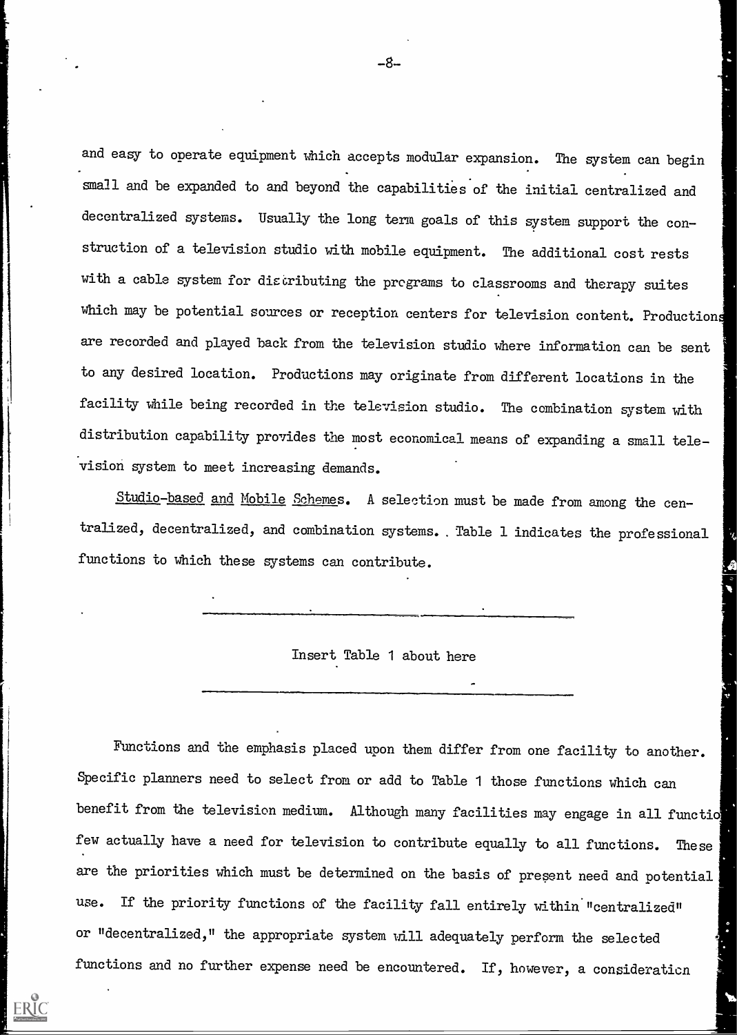and easy to operate equipment which accepts modular expansion. The system can begin small and be expanded to and beyond the capabilities of the initial centralized and decentralized systems. Usually the long term goals of this system support the construction of a television studio with mobile equipment. The additional cost rests with a cable system for distributing the programs to classrooms and therapy suites which may be potential sources or reception centers for television content. Productions are recorded and played back from the television studio where information can be sent to any desired location. Productions may originate from different locations in the facility while being recorded in the television studio. The combination system with distribution capability provides the most economical means of expanding a small television system to meet increasing demands.

<u>Studio-based and Mobile Schemes</u>. A selection must be made from among the centralized, decentralized, and combination systems. Table 1 indicates the professional functions to which these systems can contribute.

---

Insert Table 1 about here

---

Functions and the emphasis placed upon them differ from one facility to another. Specific planners need to select from or add to Table 1 those functions which can benefit from the television medium. Although many facilities may engage in all functions few actually have a need for television to contribute equally to all functions. These are the priorities which must be determined on the basis of present need and potential use. If the priority functions of the facility fall entirely within "centralized" or "decentralized," the appropriate system will adequately perform the selected functions and no further expense need be encountered. If, however, a consideration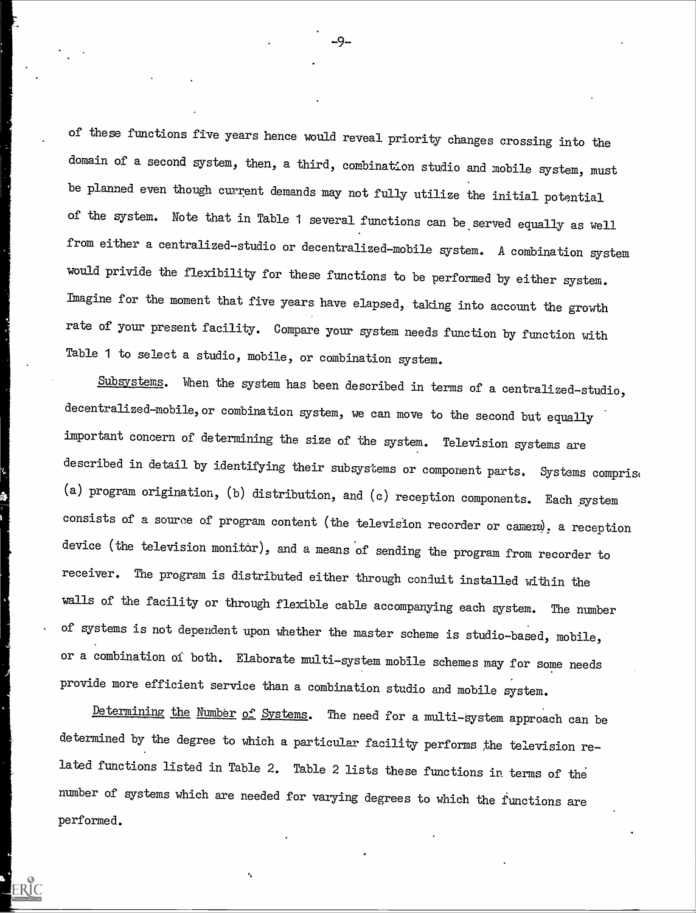of these functions five years hence would reveal priority changes crossing into the domain of a second system, then, a third, combination studio and mobile system, must be planned even though current demands may not fully utilize the initial potential of the system. Note that in Table 1 several functions can be served equally as well from either a centralized-studio or decentralized-mobile system. A combination system would privide the flexibility for these functions to be performed by either system. Imagine for the moment that five years have elapsed, taking into account the growth rate of your present facility. Compare your system needs function by function with Table 1 to select a studio, mobile, or combination system.

Subsystems. When the system has been described in terms of a centralized-studio, decentralized-mobile, or combination system, we can move to the second but equally important concern of determining the size of the system. Television systems are described in detail by identifying their subsystems or component parts. Systems comprise (a) program origination, (b) distribution, and (c) reception components. Each system consists of a source of program content (the television recorder or camera), a reception device (the television monitor), and a means of sending the program from recorder to receiver. The program is distributed either through conduit installed within the walls of the facility or through flexible cable accompanying each system. The number of systems is not dependent upon whether the master scheme is studio-based, mobile, or a combination of both. Elaborate multi-system mobile schemes may for some needs provide more efficient service than a combination studio and mobile system.

Determining the Number of Systems. The need for a multi-system approach can be determined by the degree to which a particular facility performs the television related functions listed in Table 2. Table 2 lists these functions in terms of the number of systems which are needed for varying degrees to which the functions are performed.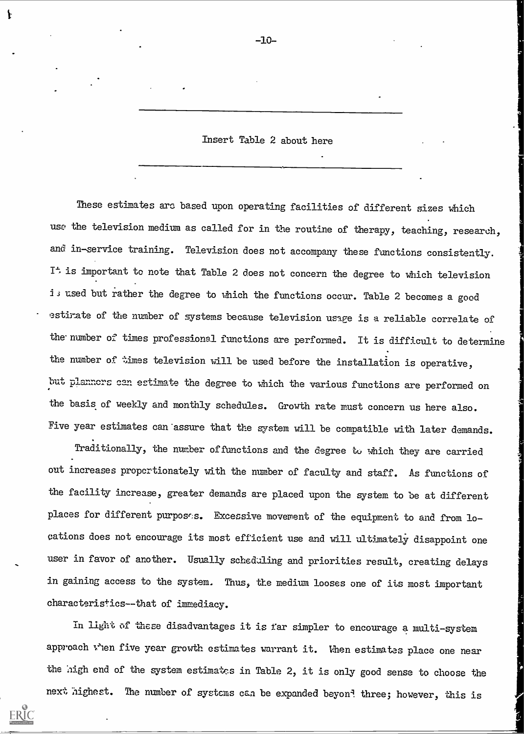Insert Table 2 about here

These estimates are based upon operating facilities of different sizes which use the television medium as called for in the routine of therapy, teaching, research, and in-service training. Television does not accompany these functions consistently. It is important to note that Table 2 does not concern the degree to which television is used but rather the degree to which the functions occur. Table 2 becomes a good estimate of the number of systems because television usage is a reliable correlate of the number of times professional functions are performed. It is difficult to determine the number of times television will be used before the installation is operative, but planners can estimate the degree to which the various functions are performed on the basis of weekly and monthly schedules. Growth rate must concern us here also. Five year estimates can assure that the system will be compatible with later demands.

Traditionally, the number of functions and the degree to which they are carried out increases proportionately with the number of faculty and staff. As functions of the facility increase, greater demands are placed upon the system to be at different places for different purposes. Excessive movement of the equipment to and from locations does not encourage its most efficient use and will ultimately disappoint one user in favor of another. Usually scheduling and priorities result, creating delays in gaining access to the system. Thus, the medium looses one of its most important characteristics--that of immediacy.

In light of these disadvantages it is far simpler to encourage a multi-system approach when five year growth estimates warrant it. When estimates place one near the high end of the system estimates in Table 2, it is only good sense to choose the next highest. The number of systems can be expanded beyond three; however, this is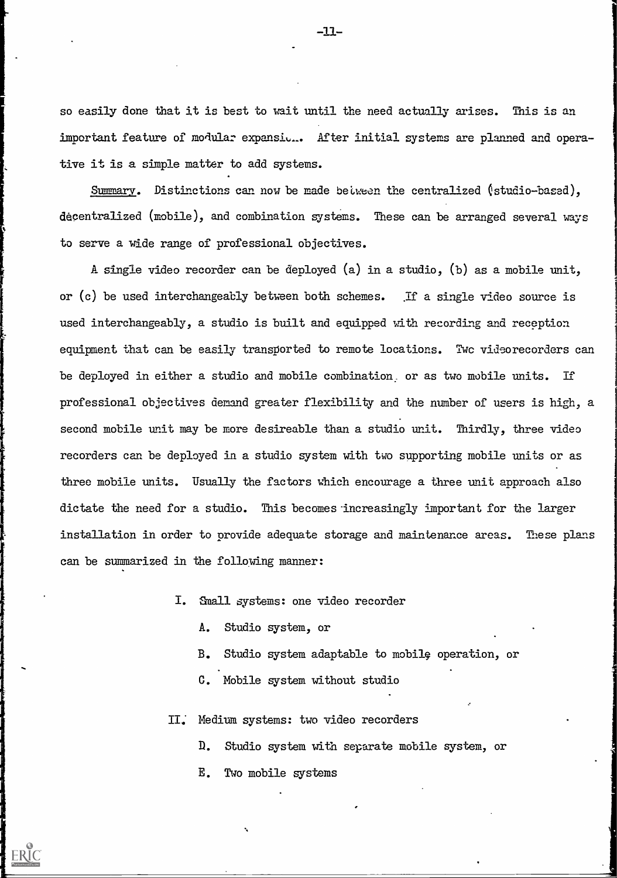so easily done that it is best to wait until the need actually arises. This is an important feature of modular expansion. After initial systems are planned and operative it is a simple matter to add systems.

Summary. Distinctions can now be made between the centralized (studio-based), decentralized (mobile), and combination systems. These can be arranged several ways to serve a wide range of professional objectives.

A single video recorder can be deployed (a) in a studio, (b) as a mobile unit, or (c) be used interchangeably between both schemes. If a single video source is used interchangeably, a studio is built and equipped with recording and reception equipment that can be easily transported to remote locations. Two videorecorders can be deployed in either a studio and mobile combination or as two mobile units. If professional objectives demand greater flexibility and the number of users is high, a second mobile unit may be more desireable than a studio unit. Thirdly, three video recorders can be deployed in a studio system with two supporting mobile units or as three mobile units. Usually the factors which encourage a three unit approach also dictate the need for a studio. This becomes increasingly important for the larger installation in order to provide adequate storage and maintenance areas. These plans can be summarized in the following manner:

I. Small systems: one video recorder
   - A. Studio system, or
   - B. Studio system adaptable to mobile operation, or
   - C. Mobile system without studio

II. Medium systems: two video recorders
   - D. Studio system with separate mobile system, or
   - E. Two mobile systems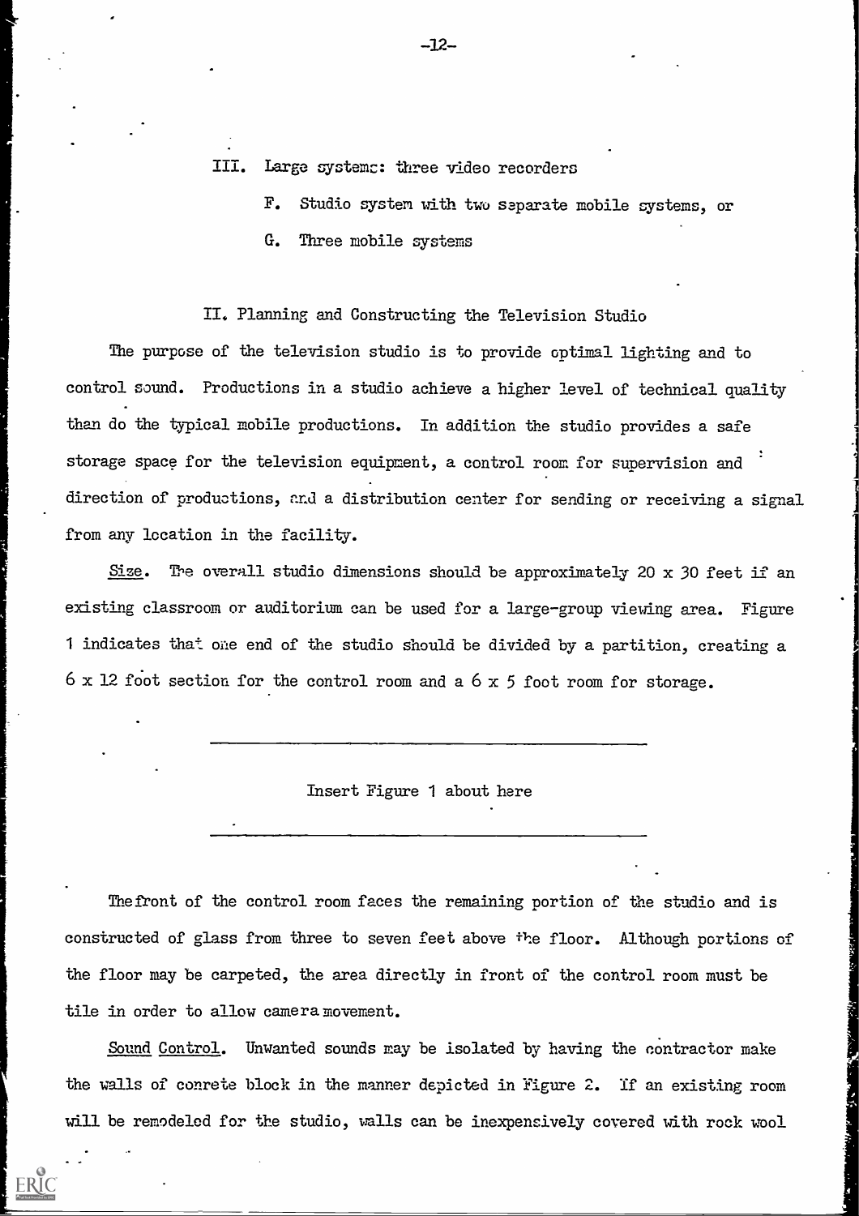III. Large systems: three video recorders

F. Studio system with two separate mobile systems, or

G. Three mobile systems

## II. Planning and Constructing the Television Studio

The purpose of the television studio is to provide optimal lighting and to control sound. Productions in a studio achieve a higher level of technical quality than do the typical mobile productions. In addition the studio provides a safe storage space for the television equipment, a control room for supervision and direction of productions, and a distribution center for sending or receiving a signal from any location in the facility.

Size. The overall studio dimensions should be approximately 20 x 30 feet if an existing classroom or auditorium can be used for a large-group viewing area. Figure 1 indicates that one end of the studio should be divided by a partition, creating a 6 x 12 foot section for the control room and a 6 x 5 foot room for storage.

---

Insert Figure 1 about here

---

The front of the control room faces the remaining portion of the studio and is constructed of glass from three to seven feet above the floor. Although portions of the floor may be carpeted, the area directly in front of the control room must be tile in order to allow camera movement.

Sound Control. Unwanted sounds may be isolated by having the contractor make the walls of conrete block in the manner depicted in Figure 2. If an existing room will be remodeled for the studio, walls can be inexpensively covered with rock wool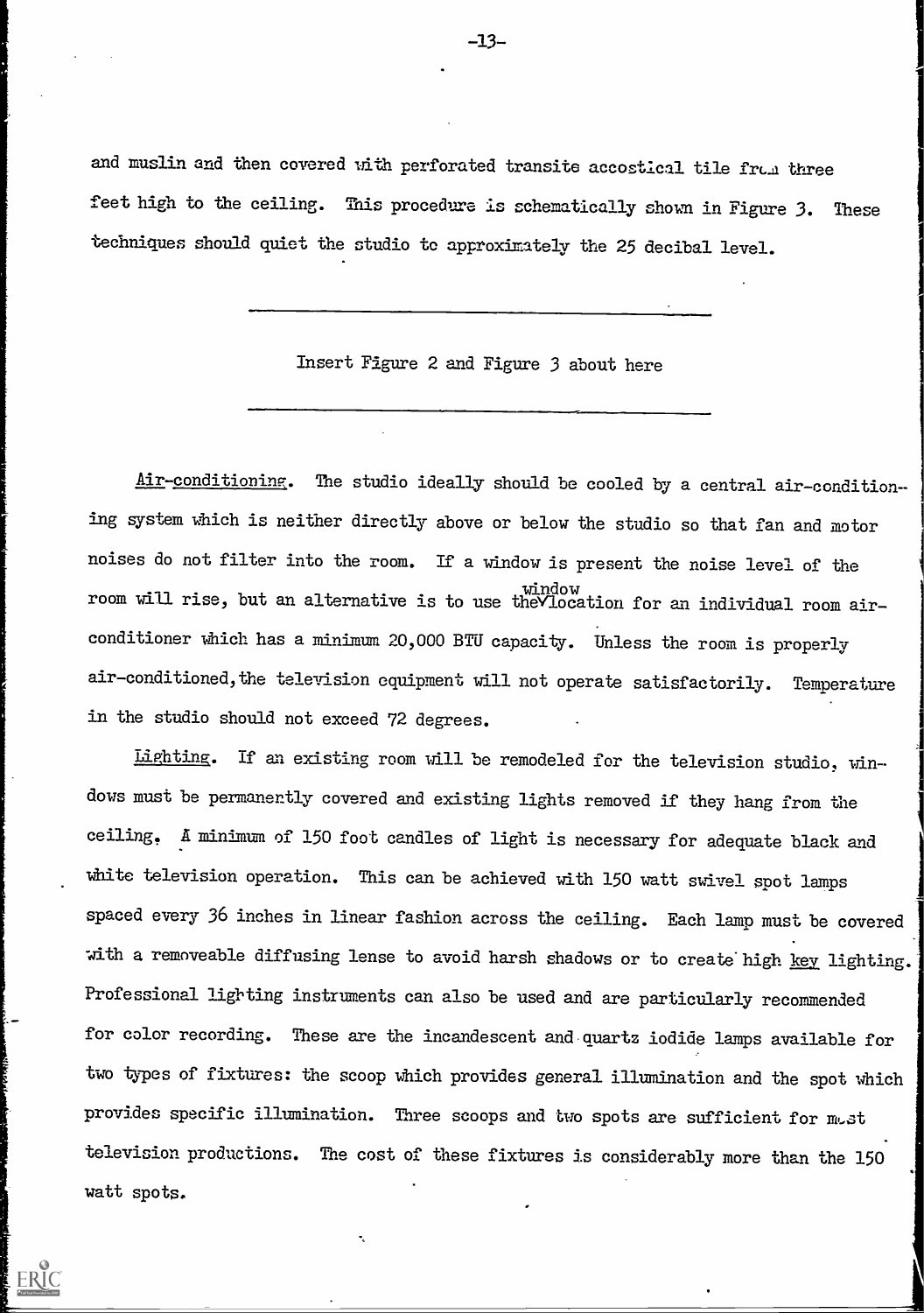and muslin and then covered with perforated transite accostical tile from three feet high to the ceiling. This procedure is schematically shown in Figure 3. These techniques should quiet the studio to approximately the 25 decibal level.

---

Insert Figure 2 and Figure 3 about here

---

_Air-conditioning._ The studio ideally should be cooled by a central air-conditioning system which is neither directly above or below the studio so that fan and motor noises do not filter into the room. If a window is present the noise level of the room will rise, but an alternative is to use the window location for an individual room air-conditioner which has a minimum 20,000 BTU capacity. Unless the room is properly air-conditioned, the television equipment will not operate satisfactorily. Temperature in the studio should not exceed 72 degrees.

_Lighting._ If an existing room will be remodeled for the television studio, windows must be permanently covered and existing lights removed if they hang from the ceiling. A minimum of 150 foot candles of light is necessary for adequate black and white television operation. This can be achieved with 150 watt swivel spot lamps spaced every 36 inches in linear fashion across the ceiling. Each lamp must be covered with a removeable diffusing lense to avoid harsh shadows or to create high _key_ lighting. Professional lighting instruments can also be used and are particularly recommended for color recording. These are the incandescent and quartz iodide lamps available for two types of fixtures: the scoop which provides general illumination and the spot which provides specific illumination. Three scoops and two spots are sufficient for most television productions. The cost of these fixtures is considerably more than the 150 watt spots.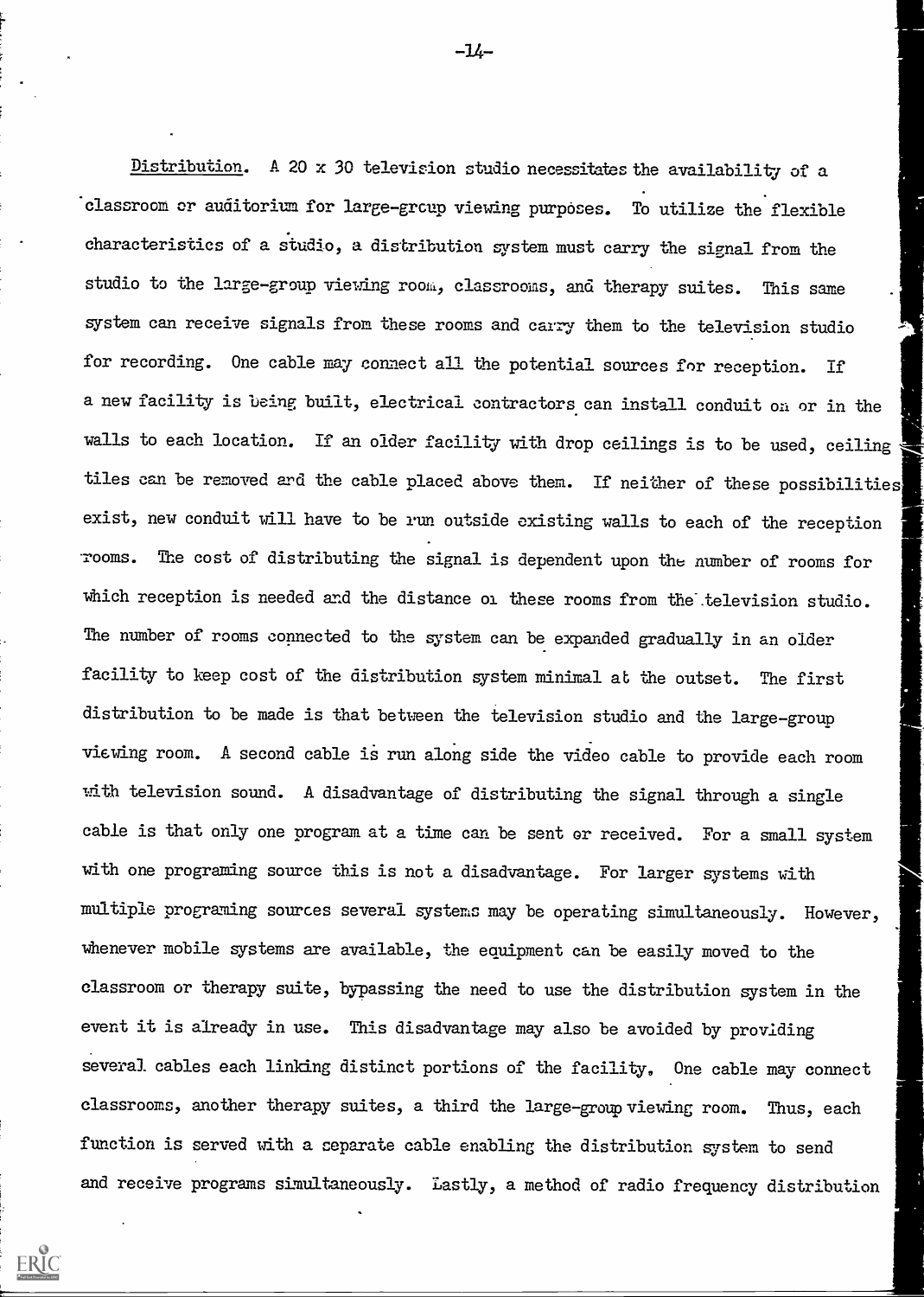__Distribution__. A 20 x 30 television studio necessitates the availability of a classroom or auditorium for large-group viewing purposes. To utilize the flexible characteristics of a studio, a distribution system must carry the signal from the studio to the large-group viewing room, classrooms, and therapy suites. This same system can receive signals from these rooms and carry them to the television studio for recording. One cable may connect all the potential sources for reception. If a new facility is being built, electrical contractors can install conduit on or in the walls to each location. If an older facility with drop ceilings is to be used, ceiling tiles can be removed and the cable placed above them. If neither of these possibilities exist, new conduit will have to be run outside existing walls to each of the reception rooms. The cost of distributing the signal is dependent upon the number of rooms for which reception is needed and the distance of these rooms from the television studio. The number of rooms connected to the system can be expanded gradually in an older facility to keep cost of the distribution system minimal at the outset. The first distribution to be made is that between the television studio and the large-group viewing room. A second cable is run along side the video cable to provide each room with television sound. A disadvantage of distributing the signal through a single cable is that only one program at a time can be sent or received. For a small system with one programing source this is not a disadvantage. For larger systems with multiple programing sources several systems may be operating simultaneously. However, whenever mobile systems are available, the equipment can be easily moved to the classroom or therapy suite, bypassing the need to use the distribution system in the event it is already in use. This disadvantage may also be avoided by providing several cables each linking distinct portions of the facility. One cable may connect classrooms, another therapy suites, a third the large-group viewing room. Thus, each function is served with a separate cable enabling the distribution system to send and receive programs simultaneously. Lastly, a method of radio frequency distribution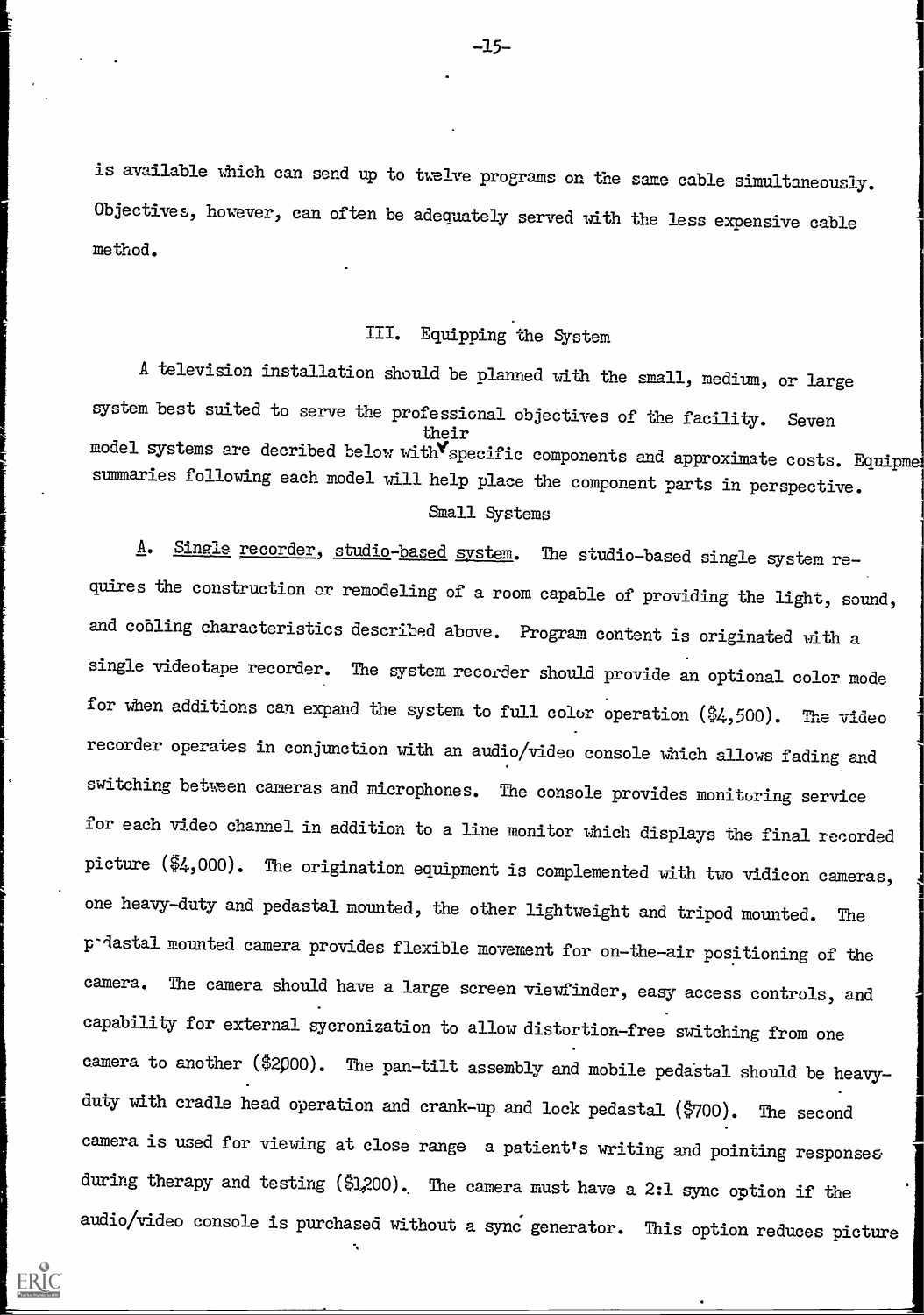is available which can send up to twelve programs on the same cable simultaneously. Objectives, however, can often be adequately served with the less expensive cable method.

## III. Equipping the System

A television installation should be planned with the small, medium, or large system best suited to serve the professional objectives of the facility. Seven model systems are decribed below with their specific components and approximate costs. Equipment summaries following each model will help place the component parts in perspective.

### Small Systems

A. Single recorder, studio-based system. The studio-based single system requires the construction or remodeling of a room capable of providing the light, sound, and cooling characteristics described above. Program content is originated with a single videotape recorder. The system recorder should provide an optional color mode for when additions can expand the system to full color operation ($4,500). The video recorder operates in conjunction with an audio/video console which allows fading and switching between cameras and microphones. The console provides monitoring service for each video channel in addition to a line monitor which displays the final recorded picture ($4,000). The origination equipment is complemented with two vidicon cameras, one heavy-duty and pedastal mounted, the other lightweight and tripod mounted. The pedastal mounted camera provides flexible movement for on-the-air positioning of the camera. The camera should have a large screen viewfinder, easy access controls, and capability for external sycronization to allow distortion-free switching from one camera to another ($2,000). The pan-tilt assembly and mobile pedastal should be heavy-duty with cradle head operation and crank-up and lock pedastal ($700). The second camera is used for viewing at close range a patient's writing and pointing responses during therapy and testing ($1,200). The camera must have a 2:1 sync option if the audio/video console is purchased without a sync generator. This option reduces picture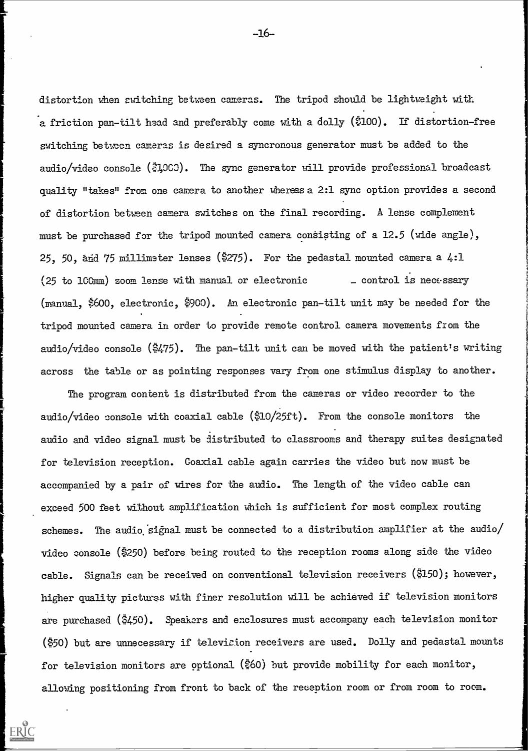distortion when switching between cameras. The tripod should be lightweight with a friction pan-tilt head and preferably come with a dolly ($100). If distortion-free switching between cameras is desired a syncronous generator must be added to the audio/video console ($1000). The sync generator will provide professional broadcast quality "takes" from one camera to another whereas a 2:1 sync option provides a second of distortion between camera switches on the final recording. A lense complement must be purchased for the tripod mounted camera consisting of a 12.5 (wide angle), 25, 50, and 75 millimeter lenses ($275). For the pedastal mounted camera a 4:1 (25 to 100mm) zoom lense with manual or electronic _ control is necessary (manual, $600, electronic, $900). An electronic pan-tilt unit may be needed for the tripod mounted camera in order to provide remote control camera movements from the audio/video console ($475). The pan-tilt unit can be moved with the patient's writing across the table or as pointing responses vary from one stimulus display to another.

The program content is distributed from the cameras or video recorder to the audio/video console with coaxial cable ($10/25ft). From the console monitors the audio and video signal must be distributed to classrooms and therapy suites designated for television reception. Coaxial cable again carries the video but now must be accompanied by a pair of wires for the audio. The length of the video cable can exceed 500 feet without amplification which is sufficient for most complex routing schemes. The audio signal must be connected to a distribution amplifier at the audio/video console ($250) before being routed to the reception rooms along side the video cable. Signals can be received on conventional television receivers ($150); however, higher quality pictures with finer resolution will be achieved if television monitors are purchased ($450). Speakers and enclosures must accompany each television monitor ($50) but are unnecessary if television receivers are used. Dolly and pedastal mounts for television monitors are optional ($60) but provide mobility for each monitor, allowing positioning from front to back of the reception room or from room to room.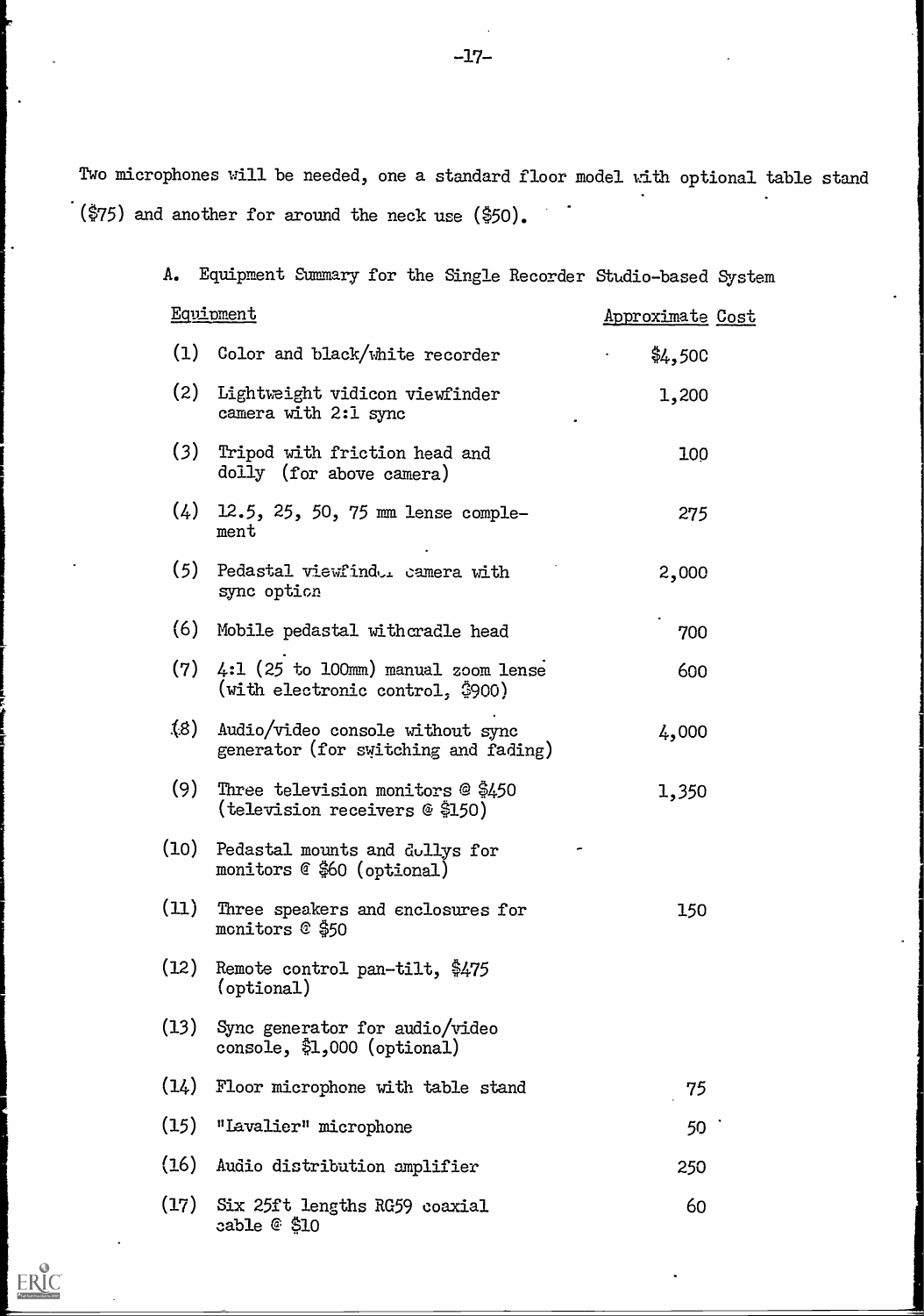Two microphones will be needed, one a standard floor model with optional table stand ($75) and another for around the neck use ($50).

A. Equipment Summary for the Single Recorder Studio-based System

| Equipment | Approximate Cost |
|---|---|
| (1) Color and black/white recorder | $4,500 |
| (2) Lightweight vidicon viewfinder camera with 2:1 sync | 1,200 |
| (3) Tripod with friction head and dolly (for above camera) | 100 |
| (4) 12.5, 25, 50, 75 mm lense complement | 275 |
| (5) Pedastal viewfinder camera with sync option | 2,000 |
| (6) Mobile pedastal withcradle head | 700 |
| (7) 4:1 (25 to 100mm) manual zoom lense (with electronic control, $900) | 600 |
| (8) Audio/video console without sync generator (for switching and fading) | 4,000 |
| (9) Three television monitors @ $450 (television receivers @ $150) | 1,350 |
| (10) Pedastal mounts and dollys for monitors @ $60 (optional) | |
| (11) Three speakers and enclosures for monitors @ $50 | 150 |
| (12) Remote control pan-tilt, $475 (optional) | |
| (13) Sync generator for audio/video console, $1,000 (optional) | |
| (14) Floor microphone with table stand | 75 |
| (15) "Lavalier" microphone | 50 |
| (16) Audio distribution amplifier | 250 |
| (17) Six 25ft lengths RG59 coaxial cable @ $10 | 60 |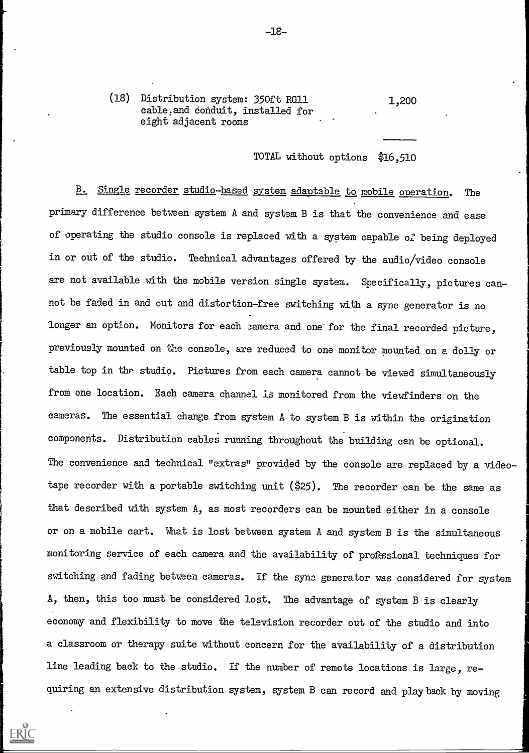(18) Distribution system: 350ft RG11 cable and conduit, installed for eight adjacent rooms — 1,200

TOTAL without options $16,510

B. Single recorder studio-based system adaptable to mobile operation. The primary difference between system A and system B is that the convenience and ease of operating the studio console is replaced with a system capable of being deployed in or out of the studio. Technical advantages offered by the audio/video console are not available with the mobile version single system. Specifically, pictures cannot be faded in and out and distortion-free switching with a sync generator is no longer an option. Monitors for each camera and one for the final recorded picture, previously mounted on the console, are reduced to one monitor mounted on a dolly or table top in the studio. Pictures from each camera cannot be viewed simultaneously from one location. Each camera channel is monitored from the viewfinders on the cameras. The essential change from system A to system B is within the origination components. Distribution cables running throughout the building can be optional. The convenience and technical "extras" provided by the console are replaced by a videotape recorder with a portable switching unit ($25). The recorder can be the same as that described with system A, as most recorders can be mounted either in a console or on a mobile cart. What is lost between system A and system B is the simultaneous monitoring service of each camera and the availability of professional techniques for switching and fading between cameras. If the sync generator was considered for system A, then, this too must be considered lost. The advantage of system B is clearly economy and flexibility to move the television recorder out of the studio and into a classroom or therapy suite without concern for the availability of a distribution line leading back to the studio. If the number of remote locations is large, requiring an extensive distribution system, system B can record and play back by moving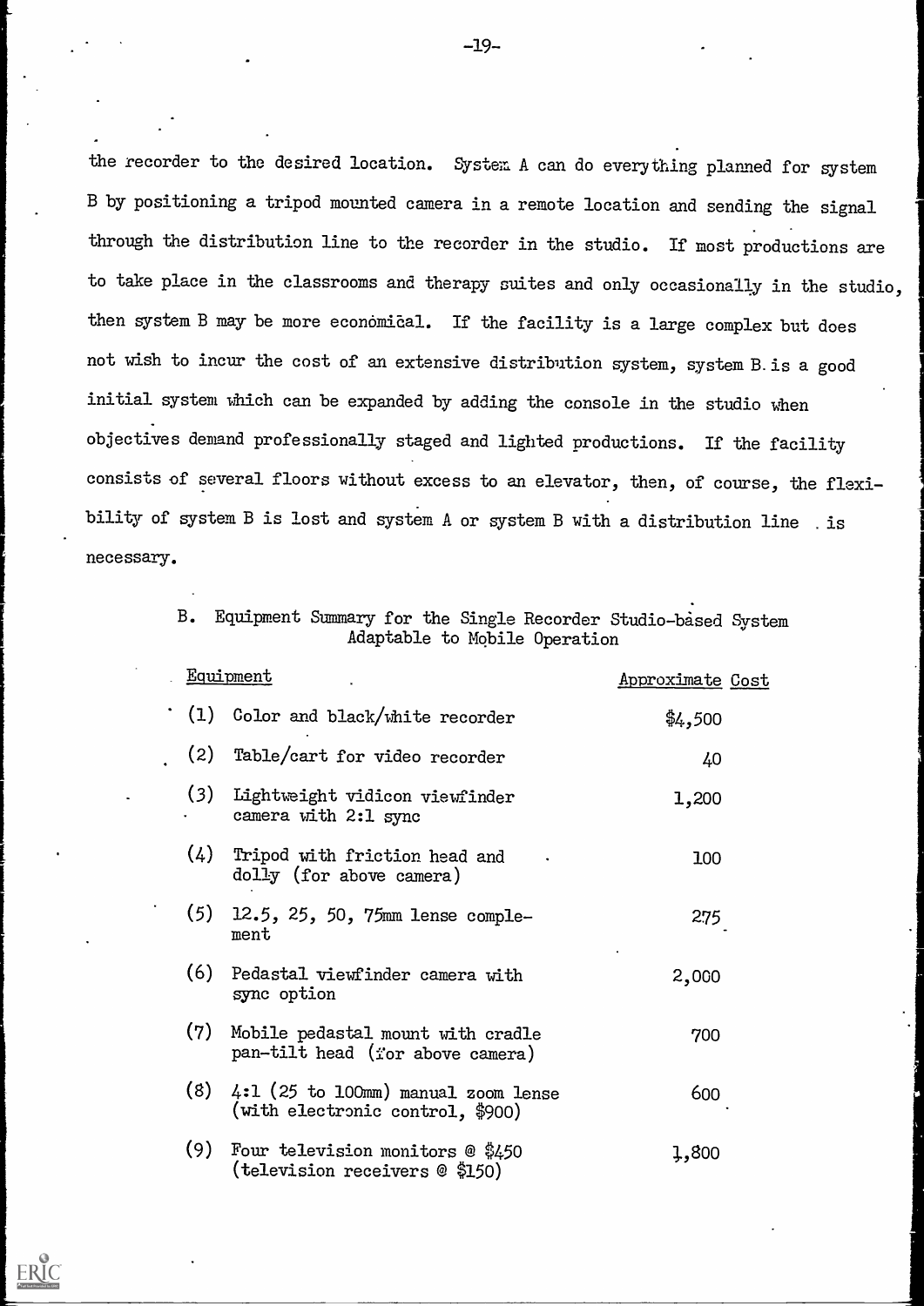the recorder to the desired location. System A can do everything planned for system B by positioning a tripod mounted camera in a remote location and sending the signal through the distribution line to the recorder in the studio. If most productions are to take place in the classrooms and therapy suites and only occasionally in the studio, then system B may be more economical. If the facility is a large complex but does not wish to incur the cost of an extensive distribution system, system B is a good initial system which can be expanded by adding the console in the studio when objectives demand professionally staged and lighted productions. If the facility consists of several floors without excess to an elevator, then, of course, the flexibility of system B is lost and system A or system B with a distribution line is necessary.

B. Equipment Summary for the Single Recorder Studio-based System Adaptable to Mobile Operation

| Equipment | Approximate Cost |
|---|---|
| (1) Color and black/white recorder | $4,500 |
| (2) Table/cart for video recorder | 40 |
| (3) Lightweight vidicon viewfinder camera with 2:1 sync | 1,200 |
| (4) Tripod with friction head and dolly (for above camera) | 100 |
| (5) 12.5, 25, 50, 75mm lense complement | 275 |
| (6) Pedastal viewfinder camera with sync option | 2,000 |
| (7) Mobile pedastal mount with cradle pan-tilt head (for above camera) | 700 |
| (8) 4:1 (25 to 100mm) manual zoom lense (with electronic control, $900) | 600 |
| (9) Four television monitors @ $450 (television receivers @ $150) | 1,800 |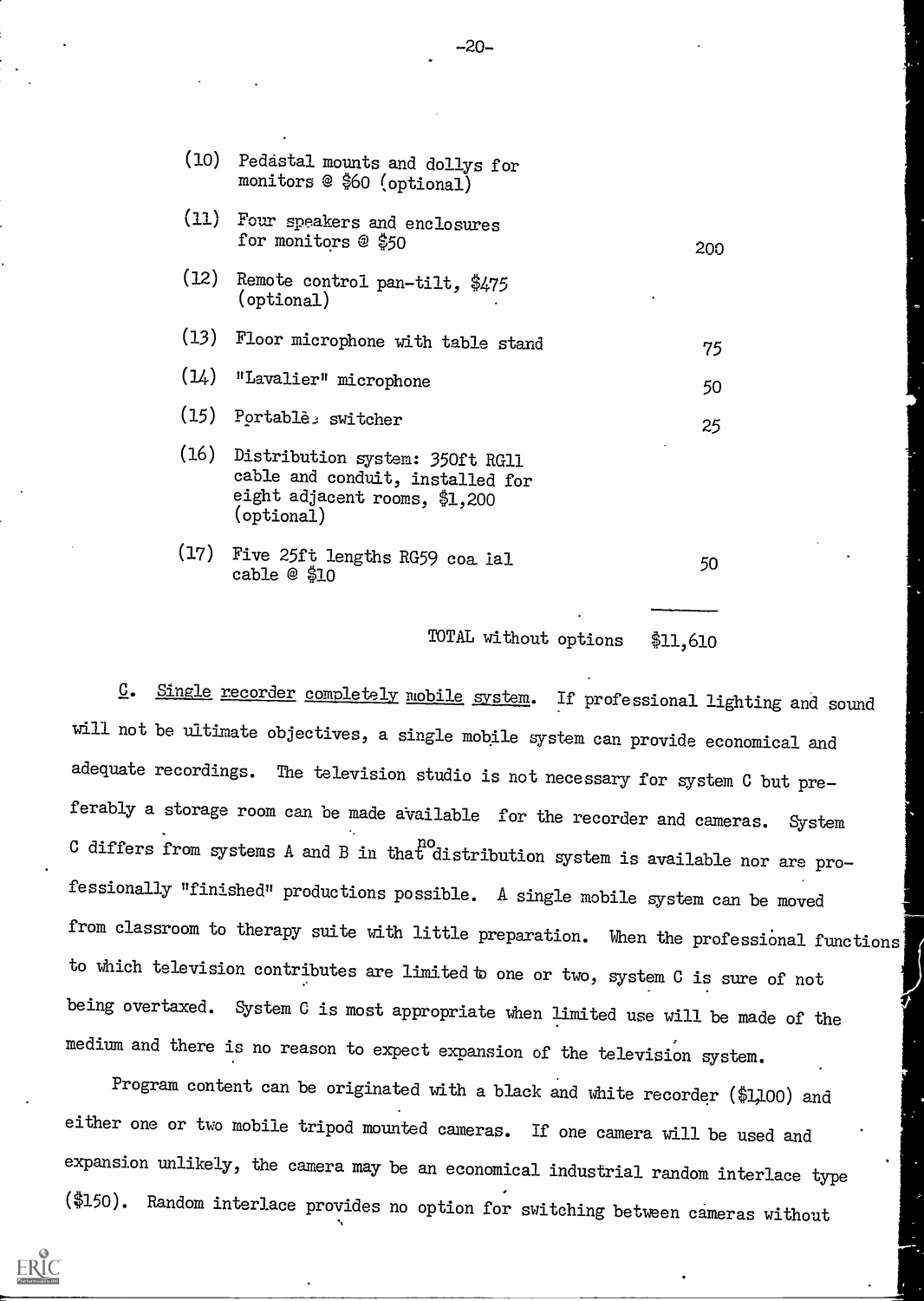| | | |
|---|---|---|
| (10) | Pedastal mounts and dollys for monitors @ $60 (optional) | |
| (11) | Four speakers and enclosures for monitors @ $50 | 200 |
| (12) | Remote control pan-tilt, $475 (optional) | |
| (13) | Floor microphone with table stand | 75 |
| (14) | "Lavalier" microphone | 50 |
| (15) | Portable switcher | 25 |
| (16) | Distribution system: 350ft RG11 cable and conduit, installed for eight adjacent rooms, $1,200 (optional) | |
| (17) | Five 25ft lengths RG59 coaxial cable @ $10 | 50 |
| | TOTAL without options | $11,610 |

C. Single recorder completely mobile system. If professional lighting and sound will not be ultimate objectives, a single mobile system can provide economical and adequate recordings. The television studio is not necessary for system C but preferably a storage room can be made available for the recorder and cameras. System C differs from systems A and B in that no distribution system is available nor are professionally "finished" productions possible. A single mobile system can be moved from classroom to therapy suite with little preparation. When the professional functions to which television contributes are limited to one or two, system C is sure of not being overtaxed. System C is most appropriate when limited use will be made of the medium and there is no reason to expect expansion of the television system.

Program content can be originated with a black and white recorder ($1,100) and either one or two mobile tripod mounted cameras. If one camera will be used and expansion unlikely, the camera may be an economical industrial random interlace type ($150). Random interlace provides no option for switching between cameras without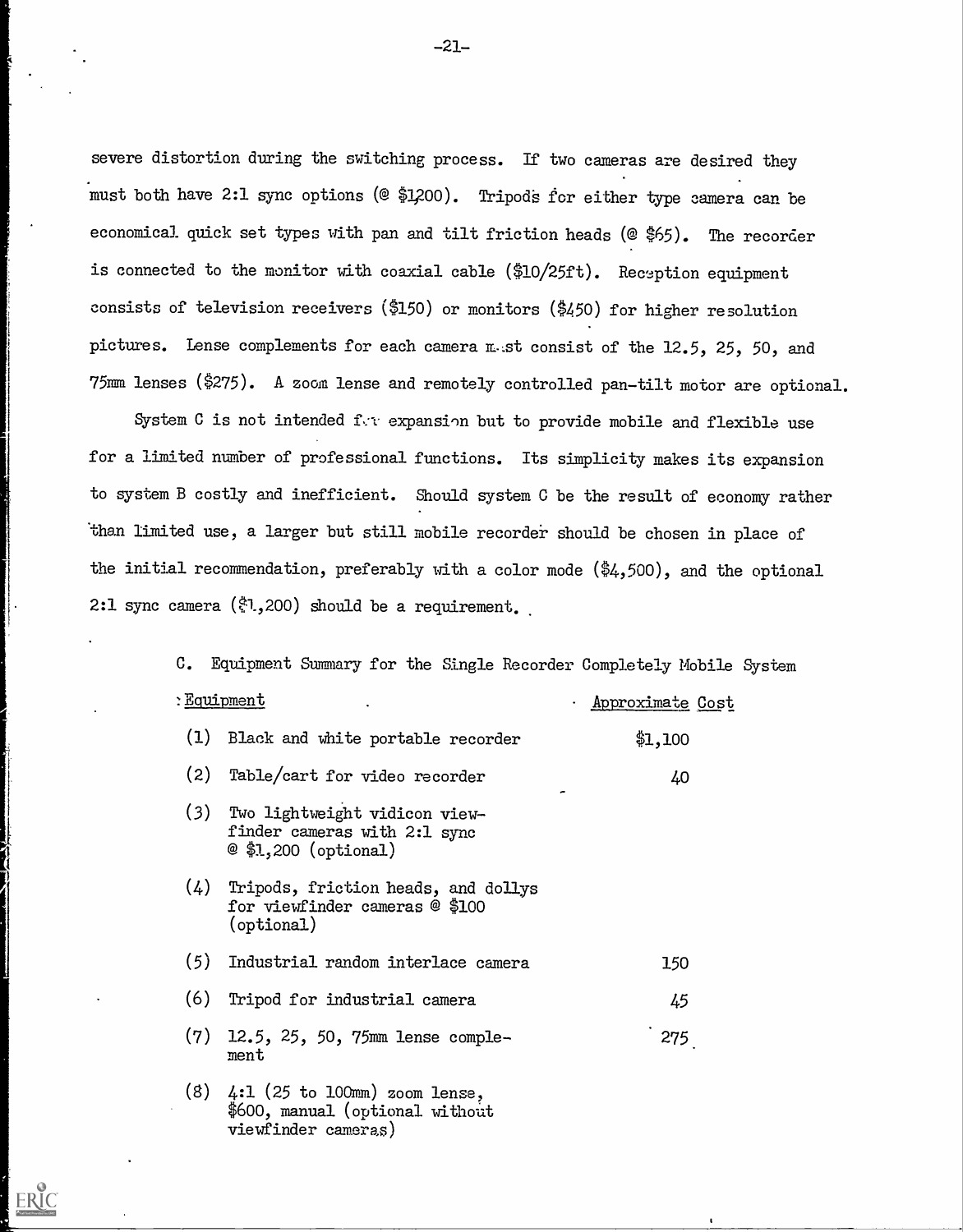severe distortion during the switching process. If two cameras are desired they must both have 2:1 sync options (@ $1,200). Tripods for either type camera can be economical quick set types with pan and tilt friction heads (@ $65). The recorder is connected to the monitor with coaxial cable ($10/25ft). Reception equipment consists of television receivers ($150) or monitors ($450) for higher resolution pictures. Lense complements for each camera must consist of the 12.5, 25, 50, and 75mm lenses ($275). A zoom lense and remotely controlled pan-tilt motor are optional.

System C is not intended for expansion but to provide mobile and flexible use for a limited number of professional functions. Its simplicity makes its expansion to system B costly and inefficient. Should system C be the result of economy rather than limited use, a larger but still mobile recorder should be chosen in place of the initial recommendation, preferably with a color mode ($4,500), and the optional 2:1 sync camera ($1,200) should be a requirement.

C. Equipment Summary for the Single Recorder Completely Mobile System

| Equipment | Approximate Cost |
|---|---|
| (1) Black and white portable recorder | $1,100 |
| (2) Table/cart for video recorder | 40 |
| (3) Two lightweight vidicon view-finder cameras with 2:1 sync @ $1,200 (optional) | |
| (4) Tripods, friction heads, and dollys for viewfinder cameras @ $100 (optional) | |
| (5) Industrial random interlace camera | 150 |
| (6) Tripod for industrial camera | 45 |
| (7) 12.5, 25, 50, 75mm lense complement | 275 |
| (8) 4:1 (25 to 100mm) zoom lense, $600, manual (optional without viewfinder cameras) | |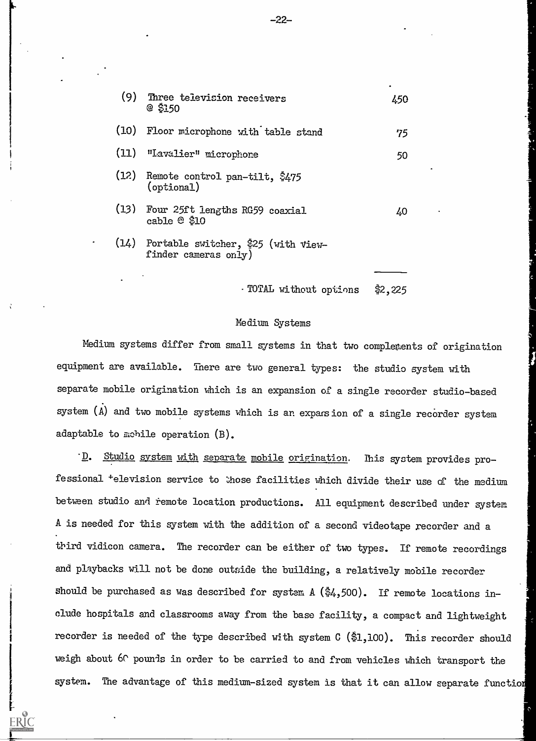| | | |
|---|---|---|
| (9) | Three television receivers @ $150 | 450 |
| (10) | Floor microphone with table stand | 75 |
| (11) | "Lavalier" microphone | 50 |
| (12) | Remote control pan-tilt, $475 (optional) | |
| (13) | Four 25ft lengths RG59 coaxial cable @ $10 | 40 |
| (14) | Portable switcher, $25 (with view-finder cameras only) | |
| | TOTAL without options | $2,225 |

## Medium Systems

Medium systems differ from small systems in that two complements of origination equipment are available. There are two general types: the studio system with separate mobile origination which is an expansion of a single recorder studio-based system (A) and two mobile systems which is an expansion of a single recorder system adaptable to mobile operation (B).

D. Studio system with separate mobile origination. This system provides professional television service to those facilities which divide their use of the medium between studio and remote location productions. All equipment described under system A is needed for this system with the addition of a second videotape recorder and a third vidicon camera. The recorder can be either of two types. If remote recordings and playbacks will not be done outside the building, a relatively mobile recorder should be purchased as was described for system A ($4,500). If remote locations include hospitals and classrooms away from the base facility, a compact and lightweight recorder is needed of the type described with system C ($1,100). This recorder should weigh about 60 pounds in order to be carried to and from vehicles which transport the system. The advantage of this medium-sized system is that it can allow separate function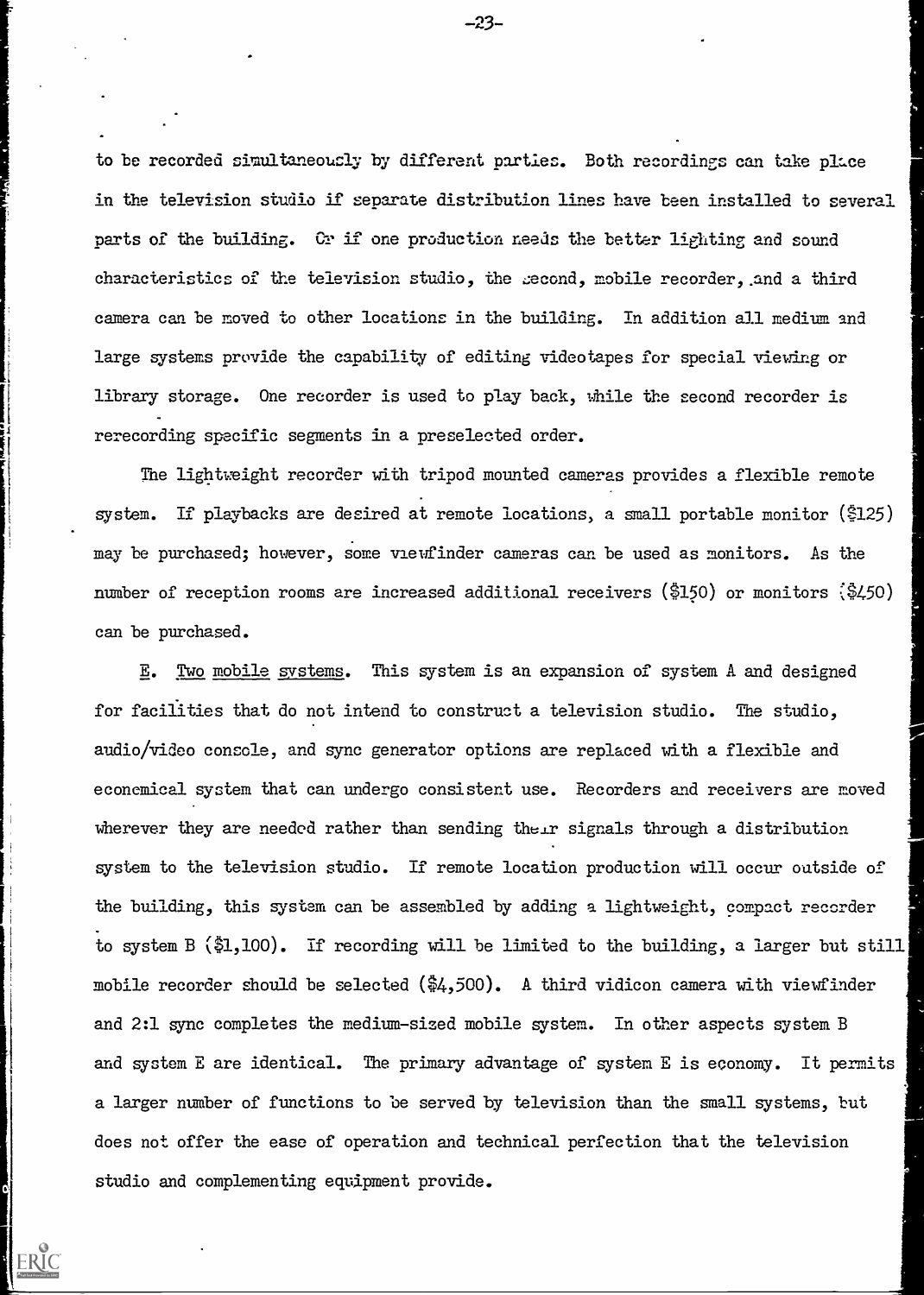to be recorded simultaneously by different parties. Both recordings can take place in the television studio if separate distribution lines have been installed to several parts of the building. Or if one production needs the better lighting and sound characteristics of the television studio, the second, mobile recorder, and a third camera can be moved to other locations in the building. In addition all medium and large systems provide the capability of editing videotapes for special viewing or library storage. One recorder is used to play back, while the second recorder is rerecording specific segments in a preselected order.

The lightweight recorder with tripod mounted cameras provides a flexible remote system. If playbacks are desired at remote locations, a small portable monitor ($125) may be purchased; however, some viewfinder cameras can be used as monitors. As the number of reception rooms are increased additional receivers ($150) or monitors ($450) can be purchased.

E. Two mobile systems. This system is an expansion of system A and designed for facilities that do not intend to construct a television studio. The studio, audio/video console, and sync generator options are replaced with a flexible and economical system that can undergo consistent use. Recorders and receivers are moved wherever they are needed rather than sending their signals through a distribution system to the television studio. If remote location production will occur outside of the building, this system can be assembled by adding a lightweight, compact recorder to system B ($1,100). If recording will be limited to the building, a larger but still mobile recorder should be selected ($4,500). A third vidicon camera with viewfinder and 2:1 sync completes the medium-sized mobile system. In other aspects system B and system E are identical. The primary advantage of system E is economy. It permits a larger number of functions to be served by television than the small systems, but does not offer the ease of operation and technical perfection that the television studio and complementing equipment provide.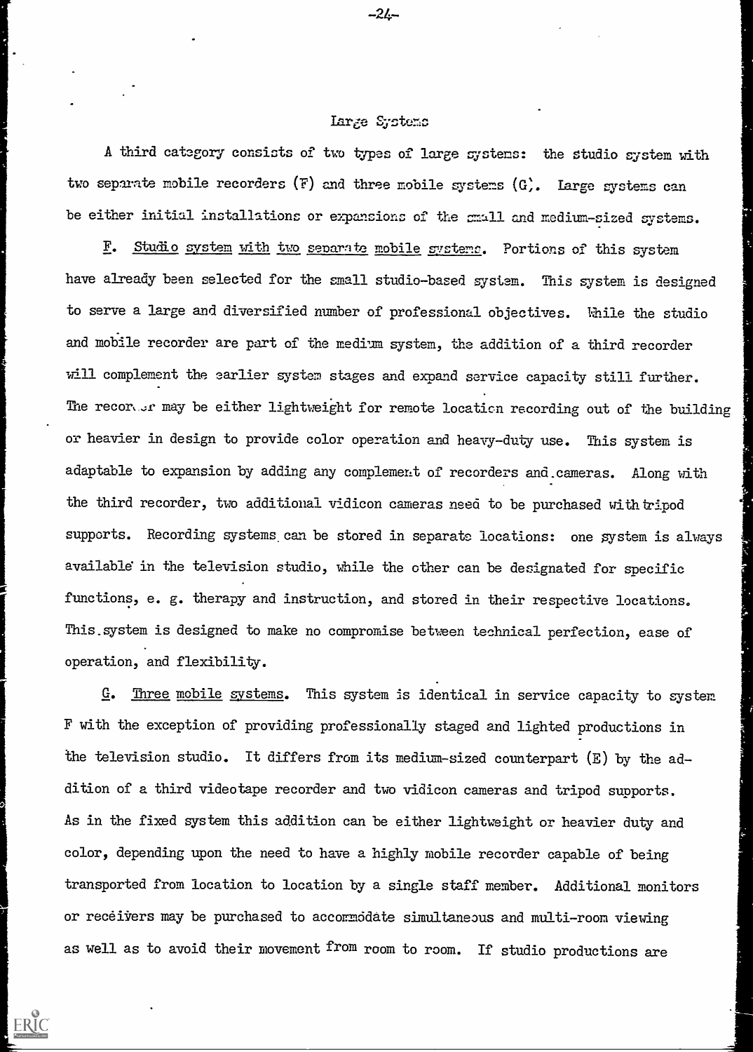## Large Systems

A third category consists of two types of large systems: the studio system with two separate mobile recorders (F) and three mobile systems (G). Large systems can be either initial installations or expansions of the small and medium-sized systems.

F. Studio system with two separate mobile systems. Portions of this system have already been selected for the small studio-based system. This system is designed to serve a large and diversified number of professional objectives. While the studio and mobile recorder are part of the medium system, the addition of a third recorder will complement the earlier system stages and expand service capacity still further. The recorder may be either lightweight for remote location recording out of the building or heavier in design to provide color operation and heavy-duty use. This system is adaptable to expansion by adding any complement of recorders and cameras. Along with the third recorder, two additional vidicon cameras need to be purchased with tripod supports. Recording systems can be stored in separate locations: one system is always available in the television studio, while the other can be designated for specific functions, e. g. therapy and instruction, and stored in their respective locations. This system is designed to make no compromise between technical perfection, ease of operation, and flexibility.

G. Three mobile systems. This system is identical in service capacity to system F with the exception of providing professionally staged and lighted productions in the television studio. It differs from its medium-sized counterpart (E) by the addition of a third videotape recorder and two vidicon cameras and tripod supports. As in the fixed system this addition can be either lightweight or heavier duty and color, depending upon the need to have a highly mobile recorder capable of being transported from location to location by a single staff member. Additional monitors or receivers may be purchased to accommodate simultaneous and multi-room viewing as well as to avoid their movement from room to room. If studio productions are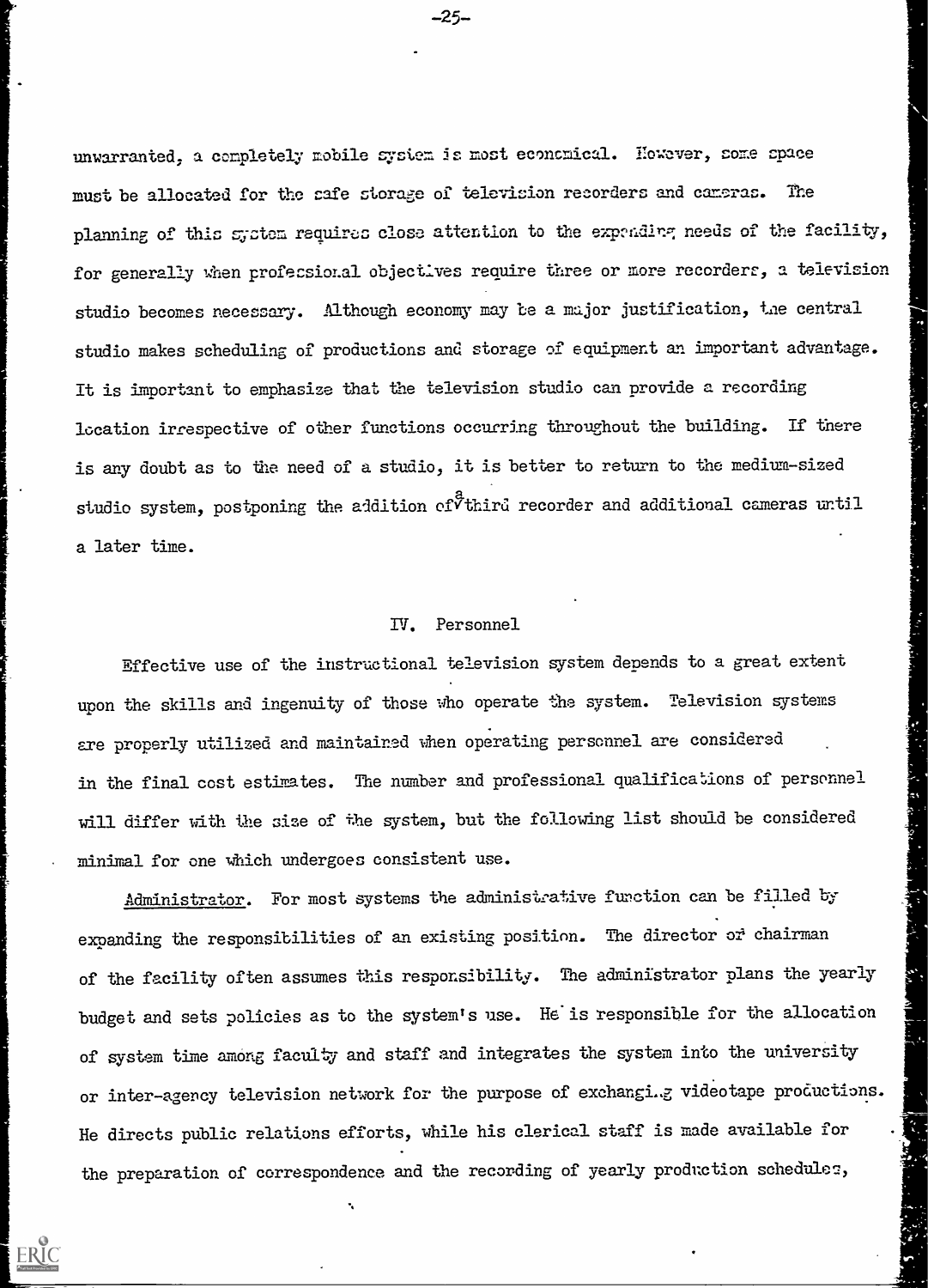unwarranted, a completely mobile system is most economical. However, some space must be allocated for the safe storage of television recorders and cameras. The planning of this system requires close attention to the expanding needs of the facility, for generally when professional objectives require three or more recorders, a television studio becomes necessary. Although economy may be a major justification, the central studio makes scheduling of productions and storage of equipment an important advantage. It is important to emphasize that the television studio can provide a recording location irrespective of other functions occurring throughout the building. If there is any doubt as to the need of a studio, it is better to return to the medium-sized studio system, postponing the addition of a third recorder and additional cameras until a later time.

## IV. Personnel

Effective use of the instructional television system depends to a great extent upon the skills and ingenuity of those who operate the system. Television systems are properly utilized and maintained when operating personnel are considered in the final cost estimates. The number and professional qualifications of personnel will differ with the size of the system, but the following list should be considered minimal for one which undergoes consistent use.

Administrator. For most systems the administrative function can be filled by expanding the responsibilities of an existing position. The director or chairman of the facility often assumes this responsibility. The administrator plans the yearly budget and sets policies as to the system's use. He is responsible for the allocation of system time among faculty and staff and integrates the system into the university or inter-agency television network for the purpose of exchanging videotape productions. He directs public relations efforts, while his clerical staff is made available for the preparation of correspondence and the recording of yearly production schedules,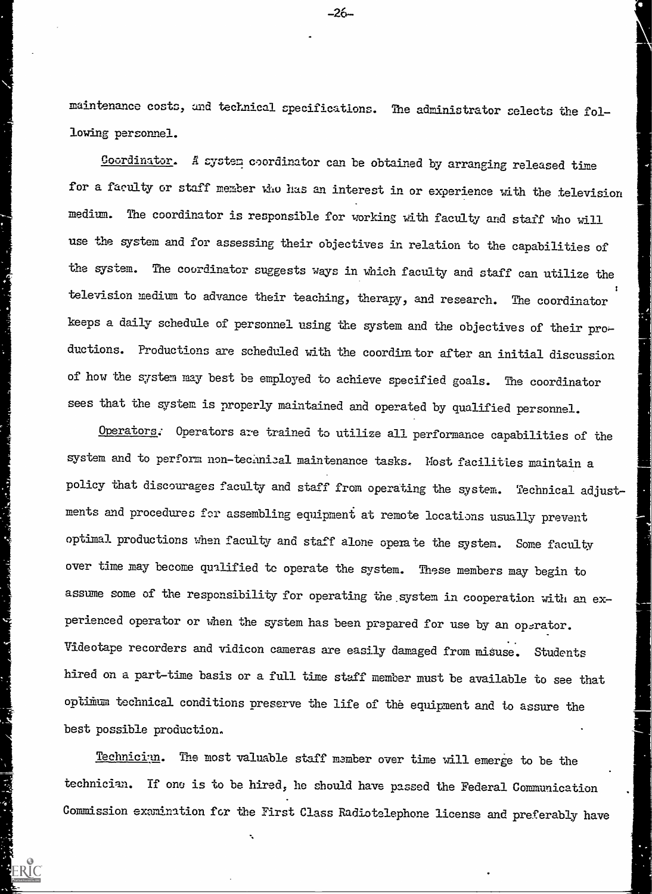maintenance costs, and technical specifications. The administrator selects the following personnel.

Coordinator. A system coordinator can be obtained by arranging released time for a faculty or staff member who has an interest in or experience with the television medium. The coordinator is responsible for working with faculty and staff who will use the system and for assessing their objectives in relation to the capabilities of the system. The coordinator suggests ways in which faculty and staff can utilize the television medium to advance their teaching, therapy, and research. The coordinator keeps a daily schedule of personnel using the system and the objectives of their productions. Productions are scheduled with the coordinator after an initial discussion of how the system may best be employed to achieve specified goals. The coordinator sees that the system is properly maintained and operated by qualified personnel.

Operators. Operators are trained to utilize all performance capabilities of the system and to perform non-technical maintenance tasks. Most facilities maintain a policy that discourages faculty and staff from operating the system. Technical adjustments and procedures for assembling equipment at remote locations usually prevent optimal productions when faculty and staff alone operate the system. Some faculty over time may become qualified to operate the system. These members may begin to assume some of the responsibility for operating the system in cooperation with an experienced operator or when the system has been prepared for use by an operator. Videotape recorders and vidicon cameras are easily damaged from misuse. Students hired on a part-time basis or a full time staff member must be available to see that optimum technical conditions preserve the life of the equipment and to assure the best possible production.

Technician. The most valuable staff member over time will emerge to be the technician. If one is to be hired, he should have passed the Federal Communication Commission examination for the First Class Radiotelephone license and preferably have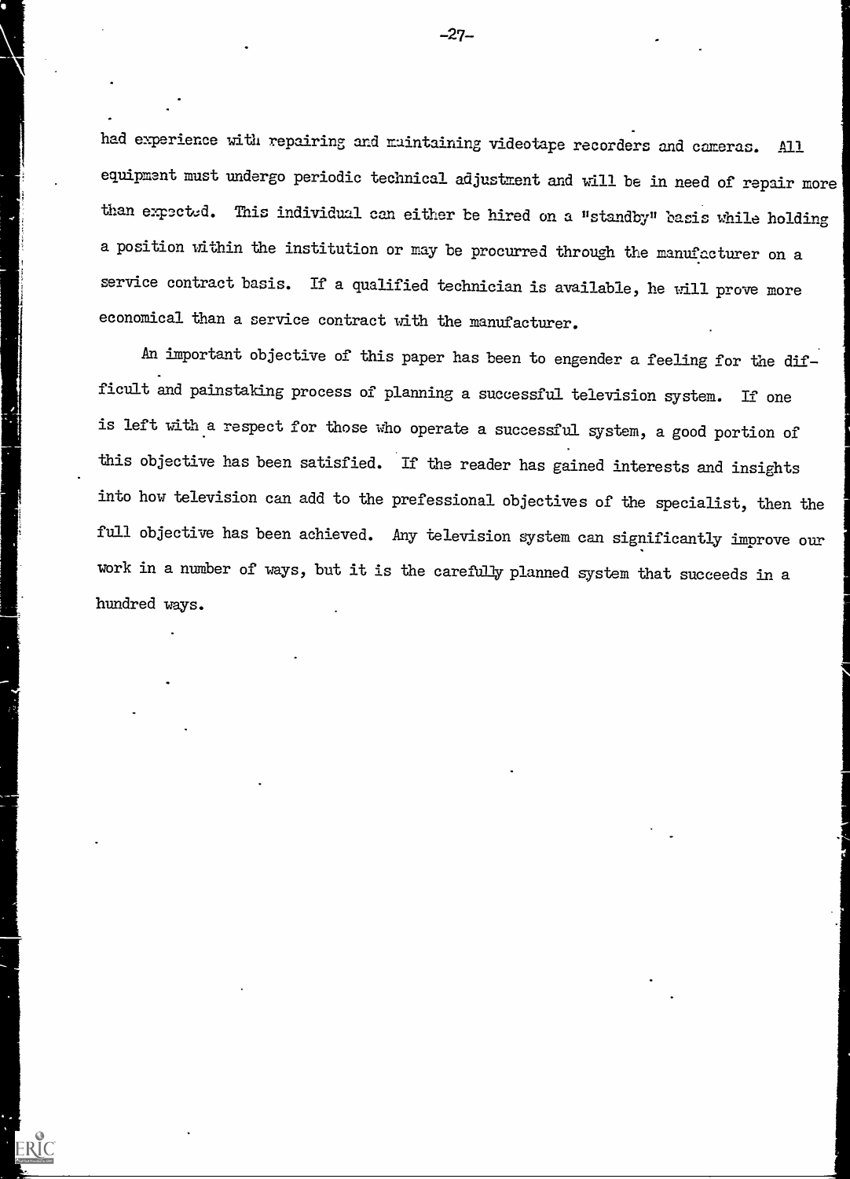had experience with repairing and maintaining videotape recorders and cameras. All equipment must undergo periodic technical adjustment and will be in need of repair more than expected. This individual can either be hired on a "standby" basis while holding a position within the institution or may be procurred through the manufacturer on a service contract basis. If a qualified technician is available, he will prove more economical than a service contract with the manufacturer.

An important objective of this paper has been to engender a feeling for the difficult and painstaking process of planning a successful television system. If one is left with a respect for those who operate a successful system, a good portion of this objective has been satisfied. If the reader has gained interests and insights into how television can add to the prefessional objectives of the specialist, then the full objective has been achieved. Any television system can significantly improve our work in a number of ways, but it is the carefully planned system that succeeds in a hundred ways.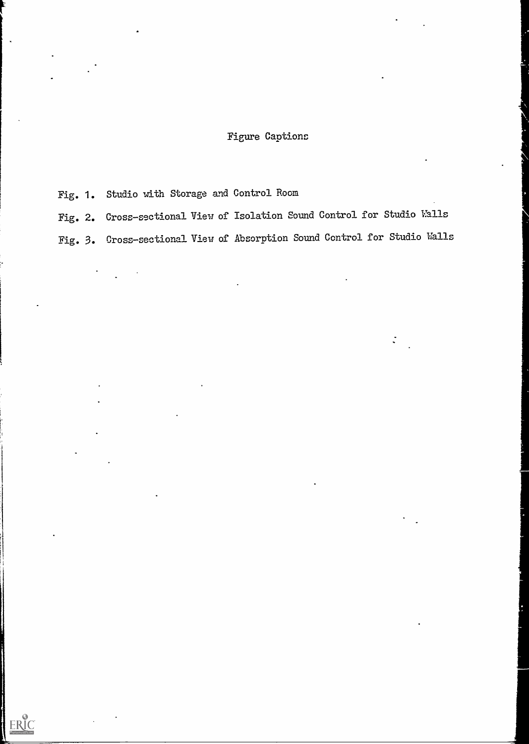# Figure Captions

Fig. 1. Studio with Storage and Control Room

Fig. 2. Cross-sectional View of Isolation Sound Control for Studio Walls

Fig. 3. Cross-sectional View of Absorption Sound Control for Studio Walls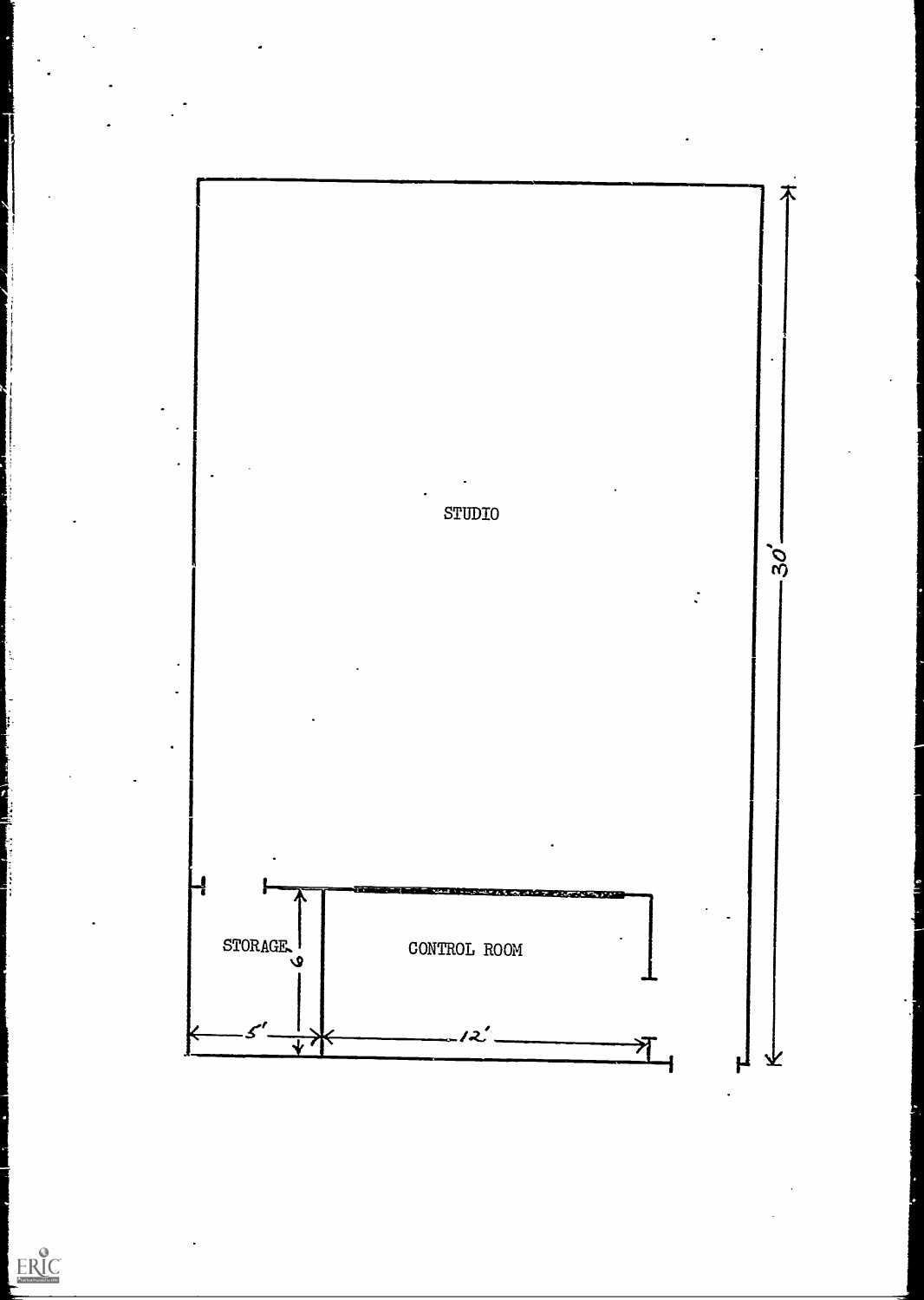STUDIO

30'

STORAGE

6

CONTROL ROOM

5'

12'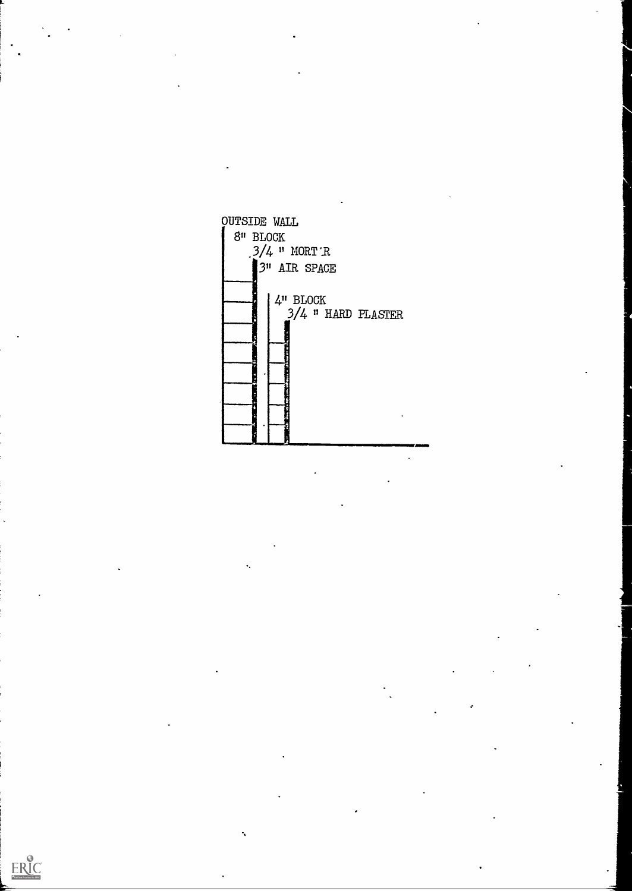OUTSIDE WALL

8" BLOCK

3/4 " MORT'R

3" AIR SPACE

4" BLOCK

3/4 " HARD PLASTER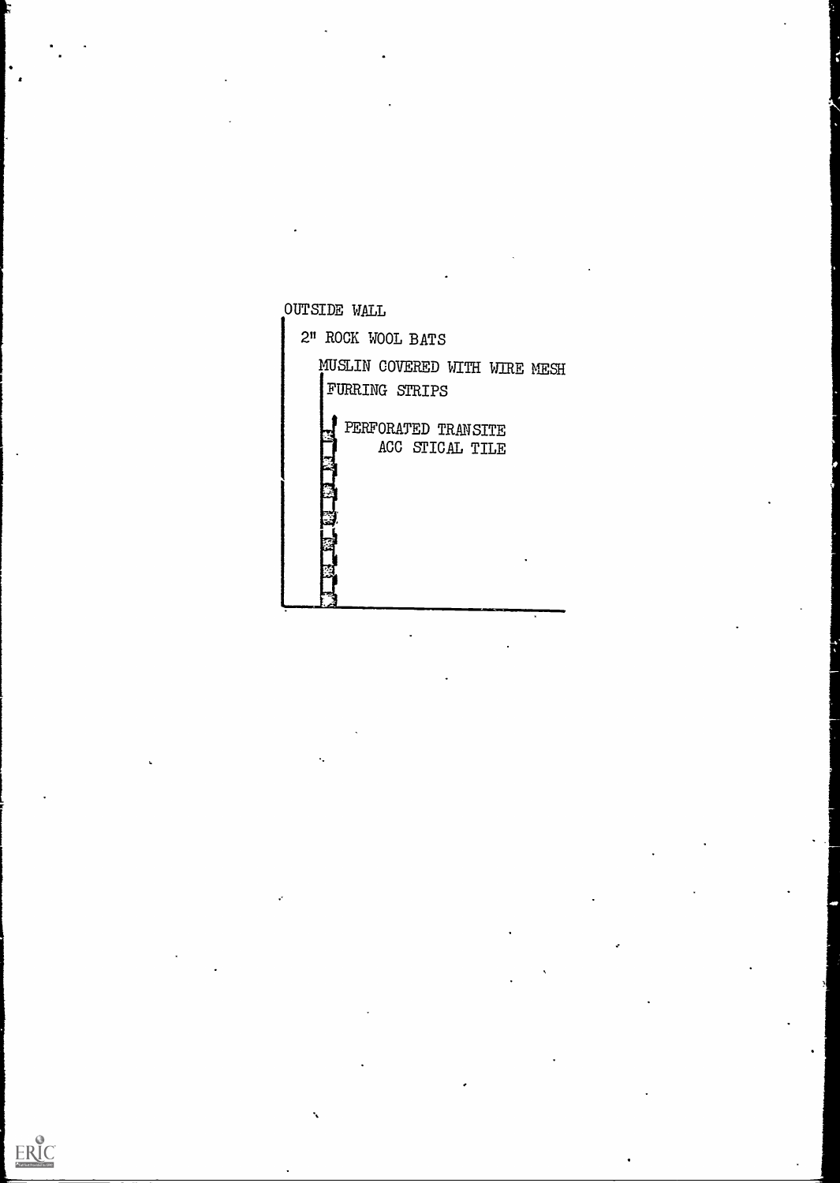OUTSIDE WALL

2" ROCK WOOL BATS

MUSLIN COVERED WITH WIRE MESH

FURRING STRIPS

PERFORATED TRANSITE
ACC STICAL TILE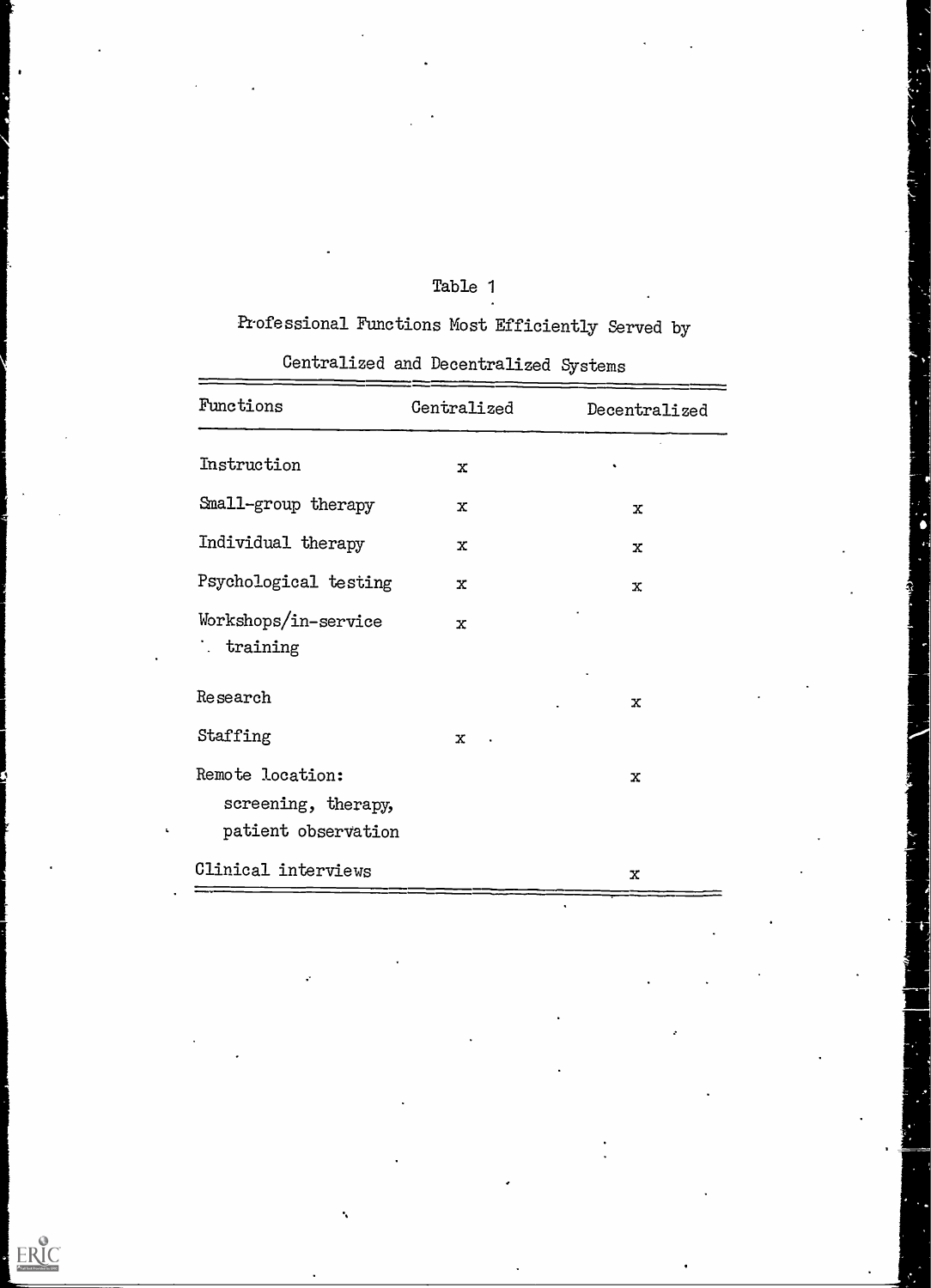Table 1

Professional Functions Most Efficiently Served by Centralized and Decentralized Systems

| Functions | Centralized | Decentralized |
|---|---|---|
| Instruction | x | |
| Small-group therapy | x | x |
| Individual therapy | x | x |
| Psychological testing | x | x |
| Workshops/in-service training | x | |
| Research | | x |
| Staffing | x | |
| Remote location: screening, therapy, patient observation | | x |
| Clinical interviews | | x |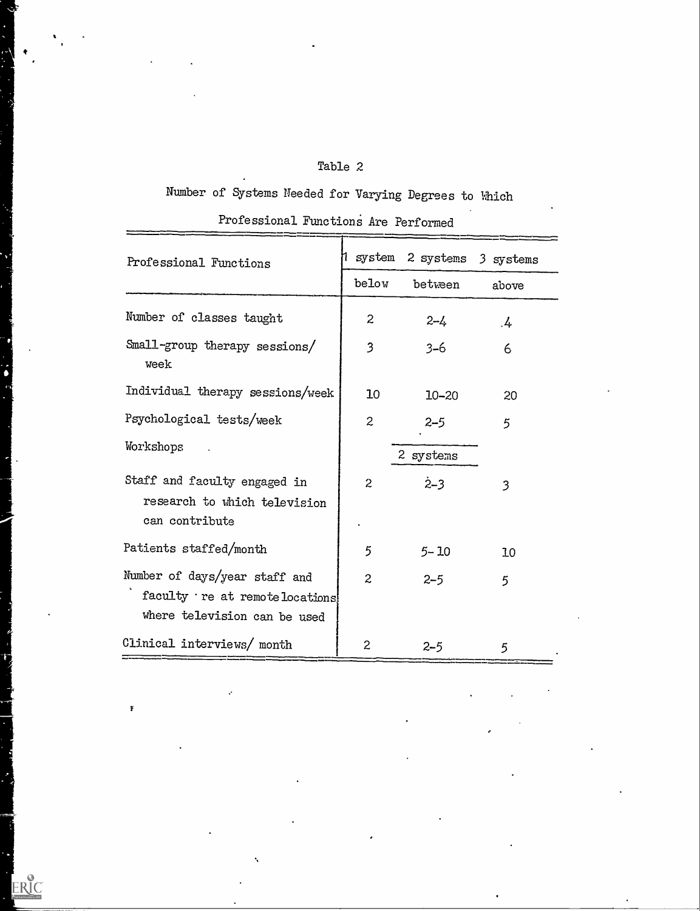Table 2

Number of Systems Needed for Varying Degrees to Which Professional Functions Are Performed

| Professional Functions | 1 system | 2 systems | 3 systems |
|---|---|---|---|
| | below | between | above |
| Number of classes taught | 2 | 2-4 | 4 |
| Small-group therapy sessions/ week | 3 | 3-6 | 6 |
| Individual therapy sessions/week | 10 | 10-20 | 20 |
| Psychological tests/week | 2 | 2-5 | 5 |
| Workshops | | 2 systems | |
| Staff and faculty engaged in research to which television can contribute | 2 | 2-3 | 3 |
| Patients staffed/month | 5 | 5-10 | 10 |
| Number of days/year staff and faculty re at remote locations where television can be used | 2 | 2-5 | 5 |
| Clinical interviews/ month | 2 | 2-5 | 5 |